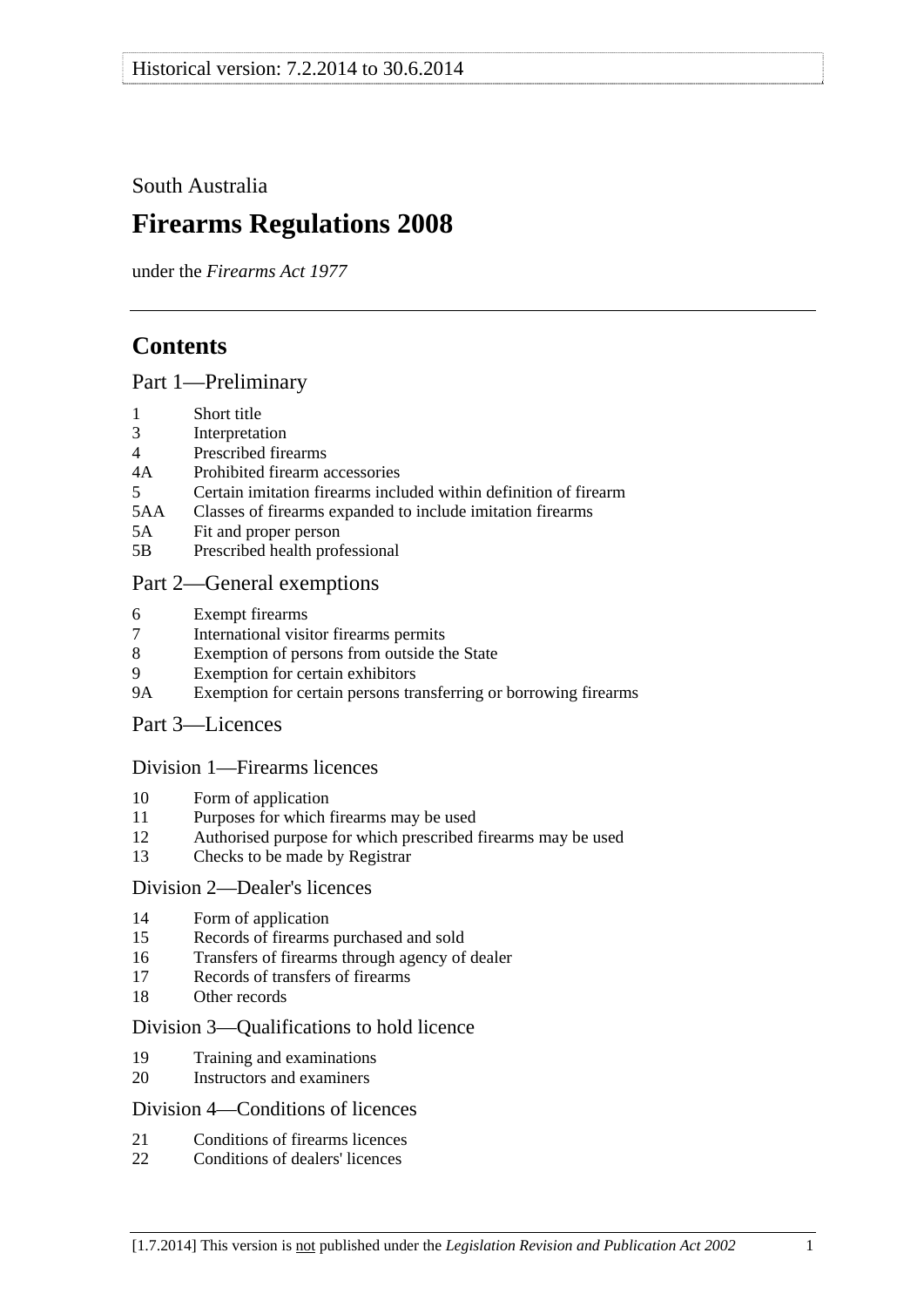South Australia

# Firearms Regulations 2008

under the *Firearms Act 1977*

## Contents

### Part 1—Preliminary

1 Short title
3 Interpretation
4 Prescribed firearms
4A Prohibited firearm accessories
5 Certain imitation firearms included within definition of firearm
5AA Classes of firearms expanded to include imitation firearms
5A Fit and proper person
5B Prescribed health professional

### Part 2—General exemptions

6 Exempt firearms
7 International visitor firearms permits
8 Exemption of persons from outside the State
9 Exemption for certain exhibitors
9A Exemption for certain persons transferring or borrowing firearms

### Part 3—Licences

#### Division 1—Firearms licences

10 Form of application
11 Purposes for which firearms may be used
12 Authorised purpose for which prescribed firearms may be used
13 Checks to be made by Registrar

#### Division 2—Dealer's licences

14 Form of application
15 Records of firearms purchased and sold
16 Transfers of firearms through agency of dealer
17 Records of transfers of firearms
18 Other records

#### Division 3—Qualifications to hold licence

19 Training and examinations
20 Instructors and examiners

#### Division 4—Conditions of licences

21 Conditions of firearms licences
22 Conditions of dealers' licences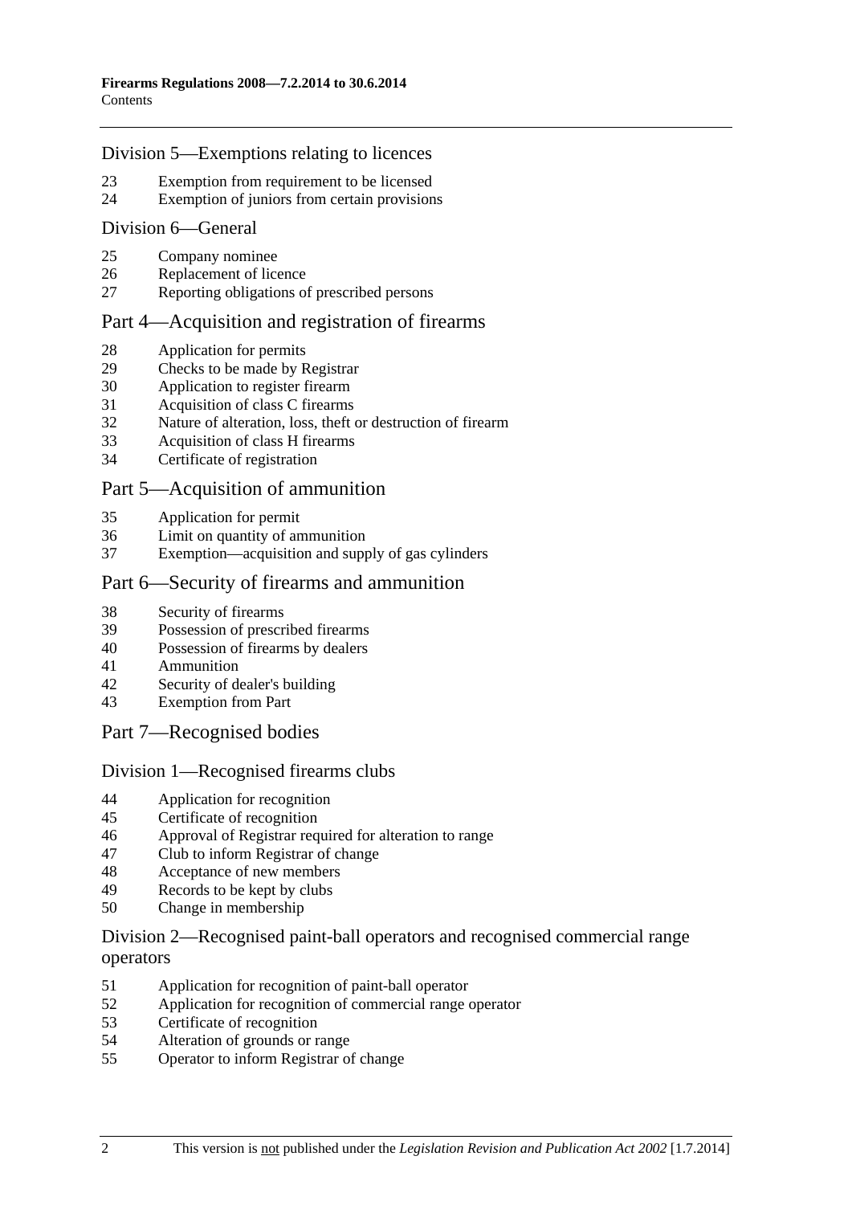### Division 5—Exemptions relating to licences

23 Exemption from requirement to be licensed
24 Exemption of juniors from certain provisions

### Division 6—General

25 Company nominee
26 Replacement of licence
27 Reporting obligations of prescribed persons

## Part 4—Acquisition and registration of firearms

28 Application for permits
29 Checks to be made by Registrar
30 Application to register firearm
31 Acquisition of class C firearms
32 Nature of alteration, loss, theft or destruction of firearm
33 Acquisition of class H firearms
34 Certificate of registration

## Part 5—Acquisition of ammunition

35 Application for permit
36 Limit on quantity of ammunition
37 Exemption—acquisition and supply of gas cylinders

## Part 6—Security of firearms and ammunition

38 Security of firearms
39 Possession of prescribed firearms
40 Possession of firearms by dealers
41 Ammunition
42 Security of dealer's building
43 Exemption from Part

## Part 7—Recognised bodies

### Division 1—Recognised firearms clubs

44 Application for recognition
45 Certificate of recognition
46 Approval of Registrar required for alteration to range
47 Club to inform Registrar of change
48 Acceptance of new members
49 Records to be kept by clubs
50 Change in membership

### Division 2—Recognised paint-ball operators and recognised commercial range operators

51 Application for recognition of paint-ball operator
52 Application for recognition of commercial range operator
53 Certificate of recognition
54 Alteration of grounds or range
55 Operator to inform Registrar of change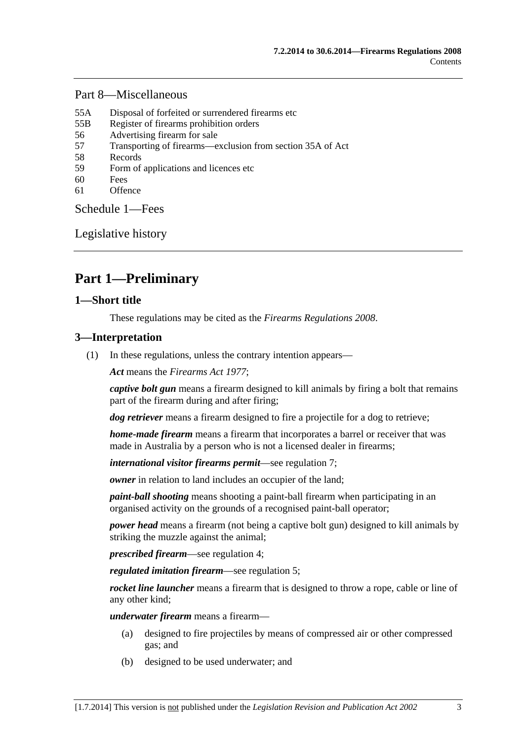## Part 8—Miscellaneous

55A Disposal of forfeited or surrendered firearms etc
55B Register of firearms prohibition orders
56 Advertising firearm for sale
57 Transporting of firearms—exclusion from section 35A of Act
58 Records
59 Form of applications and licences etc
60 Fees
61 Offence

## Schedule 1—Fees

## Legislative history

# Part 1—Preliminary

### 1—Short title

These regulations may be cited as the *Firearms Regulations 2008*.

### 3—Interpretation

(1) In these regulations, unless the contrary intention appears—

***Act*** means the *Firearms Act 1977*;

***captive bolt gun*** means a firearm designed to kill animals by firing a bolt that remains part of the firearm during and after firing;

***dog retriever*** means a firearm designed to fire a projectile for a dog to retrieve;

***home-made firearm*** means a firearm that incorporates a barrel or receiver that was made in Australia by a person who is not a licensed dealer in firearms;

***international visitor firearms permit***—see regulation 7;

***owner*** in relation to land includes an occupier of the land;

***paint-ball shooting*** means shooting a paint-ball firearm when participating in an organised activity on the grounds of a recognised paint-ball operator;

***power head*** means a firearm (not being a captive bolt gun) designed to kill animals by striking the muzzle against the animal;

***prescribed firearm***—see regulation 4;

***regulated imitation firearm***—see regulation 5;

***rocket line launcher*** means a firearm that is designed to throw a rope, cable or line of any other kind;

***underwater firearm*** means a firearm—

(a) designed to fire projectiles by means of compressed air or other compressed gas; and

(b) designed to be used underwater; and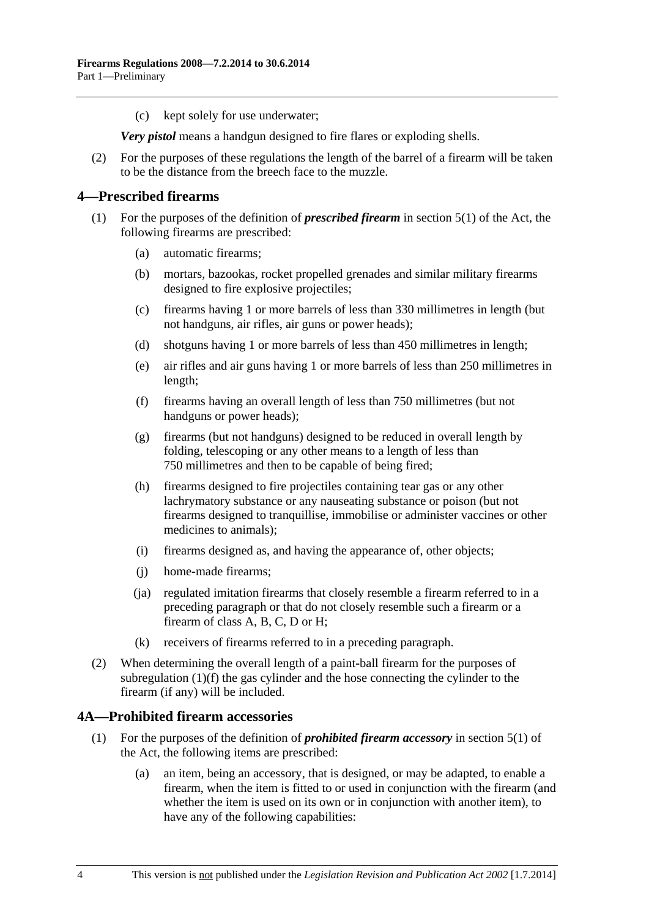(c) kept solely for use underwater;

***Very pistol*** means a handgun designed to fire flares or exploding shells.

(2) For the purposes of these regulations the length of the barrel of a firearm will be taken to be the distance from the breech face to the muzzle.

## 4—Prescribed firearms

(1) For the purposes of the definition of ***prescribed firearm*** in section 5(1) of the Act, the following firearms are prescribed:

(a) automatic firearms;

(b) mortars, bazookas, rocket propelled grenades and similar military firearms designed to fire explosive projectiles;

(c) firearms having 1 or more barrels of less than 330 millimetres in length (but not handguns, air rifles, air guns or power heads);

(d) shotguns having 1 or more barrels of less than 450 millimetres in length;

(e) air rifles and air guns having 1 or more barrels of less than 250 millimetres in length;

(f) firearms having an overall length of less than 750 millimetres (but not handguns or power heads);

(g) firearms (but not handguns) designed to be reduced in overall length by folding, telescoping or any other means to a length of less than 750 millimetres and then to be capable of being fired;

(h) firearms designed to fire projectiles containing tear gas or any other lachrymatory substance or any nauseating substance or poison (but not firearms designed to tranquillise, immobilise or administer vaccines or other medicines to animals);

(i) firearms designed as, and having the appearance of, other objects;

(j) home-made firearms;

(ja) regulated imitation firearms that closely resemble a firearm referred to in a preceding paragraph or that do not closely resemble such a firearm or a firearm of class A, B, C, D or H;

(k) receivers of firearms referred to in a preceding paragraph.

(2) When determining the overall length of a paint-ball firearm for the purposes of subregulation (1)(f) the gas cylinder and the hose connecting the cylinder to the firearm (if any) will be included.

## 4A—Prohibited firearm accessories

(1) For the purposes of the definition of ***prohibited firearm accessory*** in section 5(1) of the Act, the following items are prescribed:

(a) an item, being an accessory, that is designed, or may be adapted, to enable a firearm, when the item is fitted to or used in conjunction with the firearm (and whether the item is used on its own or in conjunction with another item), to have any of the following capabilities: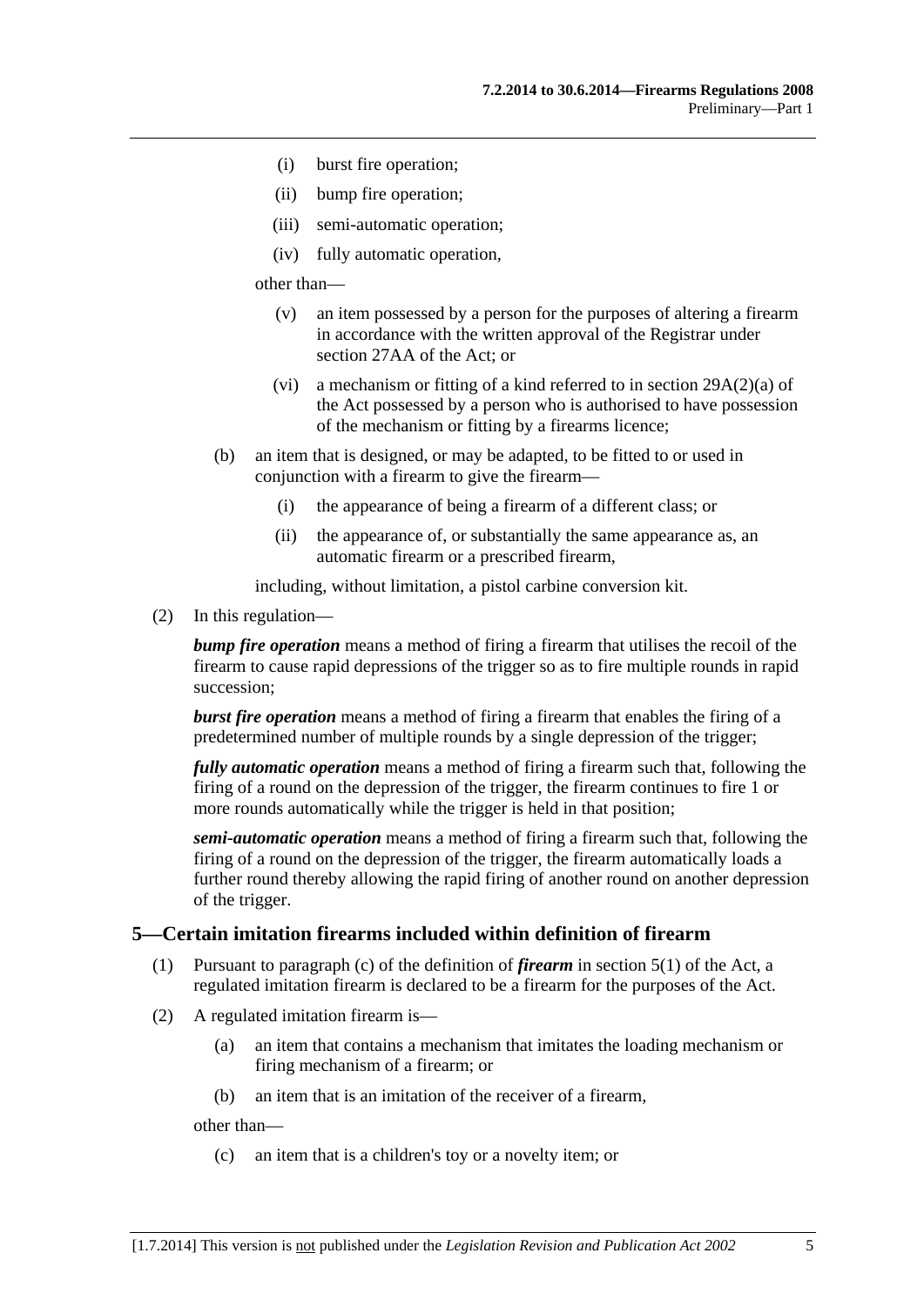(i) burst fire operation;

(ii) bump fire operation;

(iii) semi-automatic operation;

(iv) fully automatic operation,

other than—

(v) an item possessed by a person for the purposes of altering a firearm in accordance with the written approval of the Registrar under section 27AA of the Act; or

(vi) a mechanism or fitting of a kind referred to in section 29A(2)(a) of the Act possessed by a person who is authorised to have possession of the mechanism or fitting by a firearms licence;

(b) an item that is designed, or may be adapted, to be fitted to or used in conjunction with a firearm to give the firearm—

(i) the appearance of being a firearm of a different class; or

(ii) the appearance of, or substantially the same appearance as, an automatic firearm or a prescribed firearm,

including, without limitation, a pistol carbine conversion kit.

(2) In this regulation—

***bump fire operation*** means a method of firing a firearm that utilises the recoil of the firearm to cause rapid depressions of the trigger so as to fire multiple rounds in rapid succession;

***burst fire operation*** means a method of firing a firearm that enables the firing of a predetermined number of multiple rounds by a single depression of the trigger;

***fully automatic operation*** means a method of firing a firearm such that, following the firing of a round on the depression of the trigger, the firearm continues to fire 1 or more rounds automatically while the trigger is held in that position;

***semi-automatic operation*** means a method of firing a firearm such that, following the firing of a round on the depression of the trigger, the firearm automatically loads a further round thereby allowing the rapid firing of another round on another depression of the trigger.

## 5—Certain imitation firearms included within definition of firearm

(1) Pursuant to paragraph (c) of the definition of ***firearm*** in section 5(1) of the Act, a regulated imitation firearm is declared to be a firearm for the purposes of the Act.

(2) A regulated imitation firearm is—

(a) an item that contains a mechanism that imitates the loading mechanism or firing mechanism of a firearm; or

(b) an item that is an imitation of the receiver of a firearm,

other than—

(c) an item that is a children's toy or a novelty item; or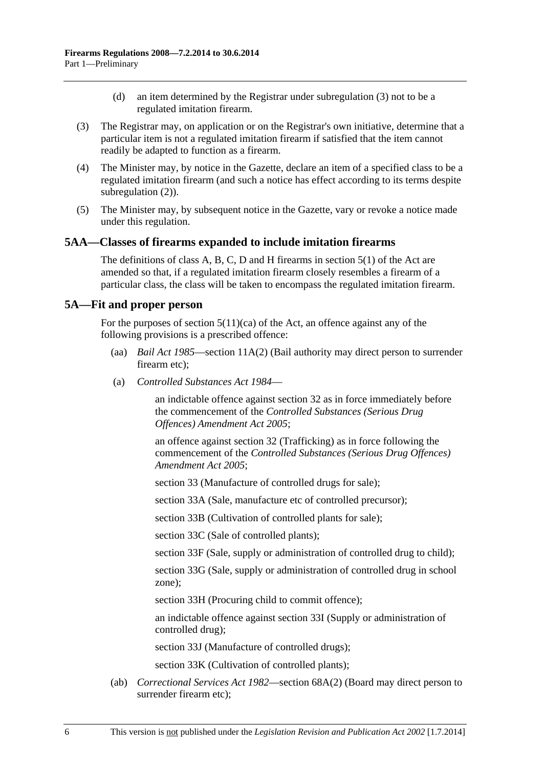(d) an item determined by the Registrar under subregulation (3) not to be a regulated imitation firearm.

(3) The Registrar may, on application or on the Registrar's own initiative, determine that a particular item is not a regulated imitation firearm if satisfied that the item cannot readily be adapted to function as a firearm.

(4) The Minister may, by notice in the Gazette, declare an item of a specified class to be a regulated imitation firearm (and such a notice has effect according to its terms despite subregulation (2)).

(5) The Minister may, by subsequent notice in the Gazette, vary or revoke a notice made under this regulation.

## 5AA—Classes of firearms expanded to include imitation firearms

The definitions of class A, B, C, D and H firearms in section 5(1) of the Act are amended so that, if a regulated imitation firearm closely resembles a firearm of a particular class, the class will be taken to encompass the regulated imitation firearm.

## 5A—Fit and proper person

For the purposes of section 5(11)(ca) of the Act, an offence against any of the following provisions is a prescribed offence:

(aa) *Bail Act 1985*—section 11A(2) (Bail authority may direct person to surrender firearm etc);

(a) *Controlled Substances Act 1984*—

an indictable offence against section 32 as in force immediately before the commencement of the *Controlled Substances (Serious Drug Offences) Amendment Act 2005*;

an offence against section 32 (Trafficking) as in force following the commencement of the *Controlled Substances (Serious Drug Offences) Amendment Act 2005*;

section 33 (Manufacture of controlled drugs for sale);

section 33A (Sale, manufacture etc of controlled precursor);

section 33B (Cultivation of controlled plants for sale);

section 33C (Sale of controlled plants);

section 33F (Sale, supply or administration of controlled drug to child);

section 33G (Sale, supply or administration of controlled drug in school zone);

section 33H (Procuring child to commit offence);

an indictable offence against section 33I (Supply or administration of controlled drug);

section 33J (Manufacture of controlled drugs);

section 33K (Cultivation of controlled plants);

(ab) *Correctional Services Act 1982*—section 68A(2) (Board may direct person to surrender firearm etc);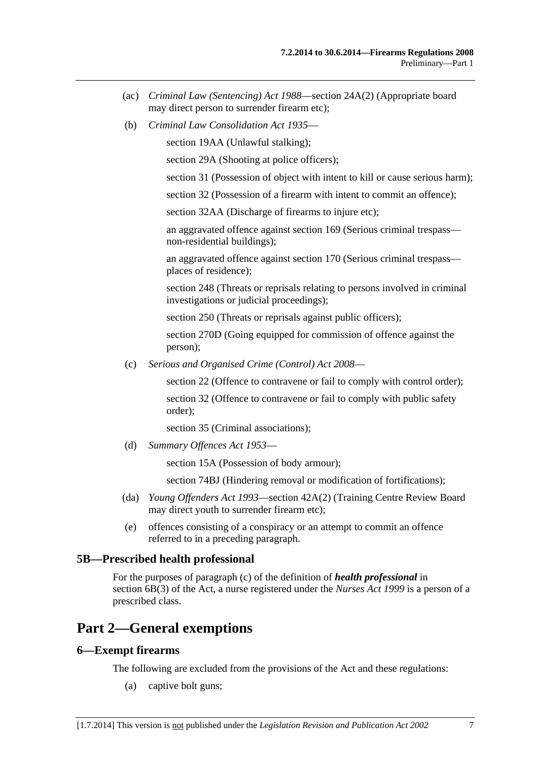(ac) *Criminal Law (Sentencing) Act 1988*—section 24A(2) (Appropriate board may direct person to surrender firearm etc);

(b) *Criminal Law Consolidation Act 1935*—

section 19AA (Unlawful stalking);

section 29A (Shooting at police officers);

section 31 (Possession of object with intent to kill or cause serious harm);

section 32 (Possession of a firearm with intent to commit an offence);

section 32AA (Discharge of firearms to injure etc);

an aggravated offence against section 169 (Serious criminal trespass—non-residential buildings);

an aggravated offence against section 170 (Serious criminal trespass—places of residence);

section 248 (Threats or reprisals relating to persons involved in criminal investigations or judicial proceedings);

section 250 (Threats or reprisals against public officers);

section 270D (Going equipped for commission of offence against the person);

(c) *Serious and Organised Crime (Control) Act 2008*—

section 22 (Offence to contravene or fail to comply with control order);

section 32 (Offence to contravene or fail to comply with public safety order);

section 35 (Criminal associations);

(d) *Summary Offences Act 1953*—

section 15A (Possession of body armour);

section 74BJ (Hindering removal or modification of fortifications);

(da) *Young Offenders Act 1993*—section 42A(2) (Training Centre Review Board may direct youth to surrender firearm etc);

(e) offences consisting of a conspiracy or an attempt to commit an offence referred to in a preceding paragraph.

### 5B—Prescribed health professional

For the purposes of paragraph (c) of the definition of ***health professional*** in section 6B(3) of the Act, a nurse registered under the *Nurses Act 1999* is a person of a prescribed class.

## Part 2—General exemptions

### 6—Exempt firearms

The following are excluded from the provisions of the Act and these regulations:

(a) captive bolt guns;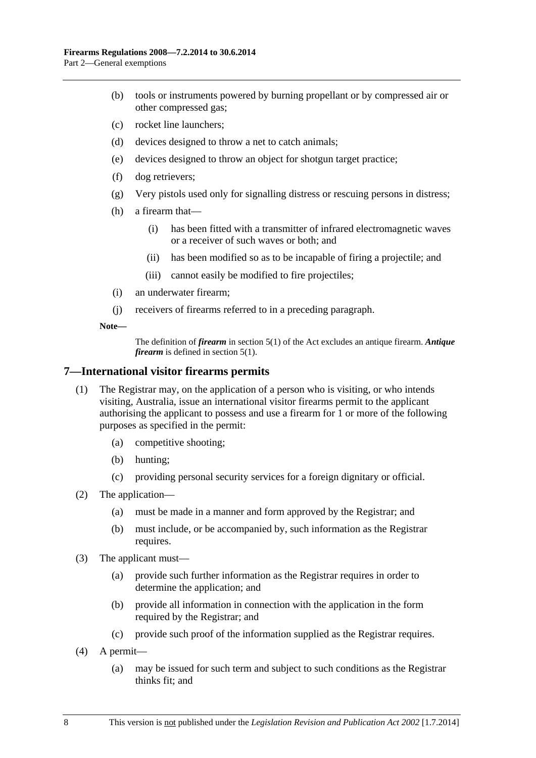(b) tools or instruments powered by burning propellant or by compressed air or other compressed gas;

(c) rocket line launchers;

(d) devices designed to throw a net to catch animals;

(e) devices designed to throw an object for shotgun target practice;

(f) dog retrievers;

(g) Very pistols used only for signalling distress or rescuing persons in distress;

(h) a firearm that—

  (i) has been fitted with a transmitter of infrared electromagnetic waves or a receiver of such waves or both; and

  (ii) has been modified so as to be incapable of firing a projectile; and

  (iii) cannot easily be modified to fire projectiles;

(i) an underwater firearm;

(j) receivers of firearms referred to in a preceding paragraph.

**Note—**

The definition of ***firearm*** in section 5(1) of the Act excludes an antique firearm. ***Antique firearm*** is defined in section 5(1).

## 7—International visitor firearms permits

(1) The Registrar may, on the application of a person who is visiting, or who intends visiting, Australia, issue an international visitor firearms permit to the applicant authorising the applicant to possess and use a firearm for 1 or more of the following purposes as specified in the permit:

  (a) competitive shooting;

  (b) hunting;

  (c) providing personal security services for a foreign dignitary or official.

(2) The application—

  (a) must be made in a manner and form approved by the Registrar; and

  (b) must include, or be accompanied by, such information as the Registrar requires.

(3) The applicant must—

  (a) provide such further information as the Registrar requires in order to determine the application; and

  (b) provide all information in connection with the application in the form required by the Registrar; and

  (c) provide such proof of the information supplied as the Registrar requires.

(4) A permit—

  (a) may be issued for such term and subject to such conditions as the Registrar thinks fit; and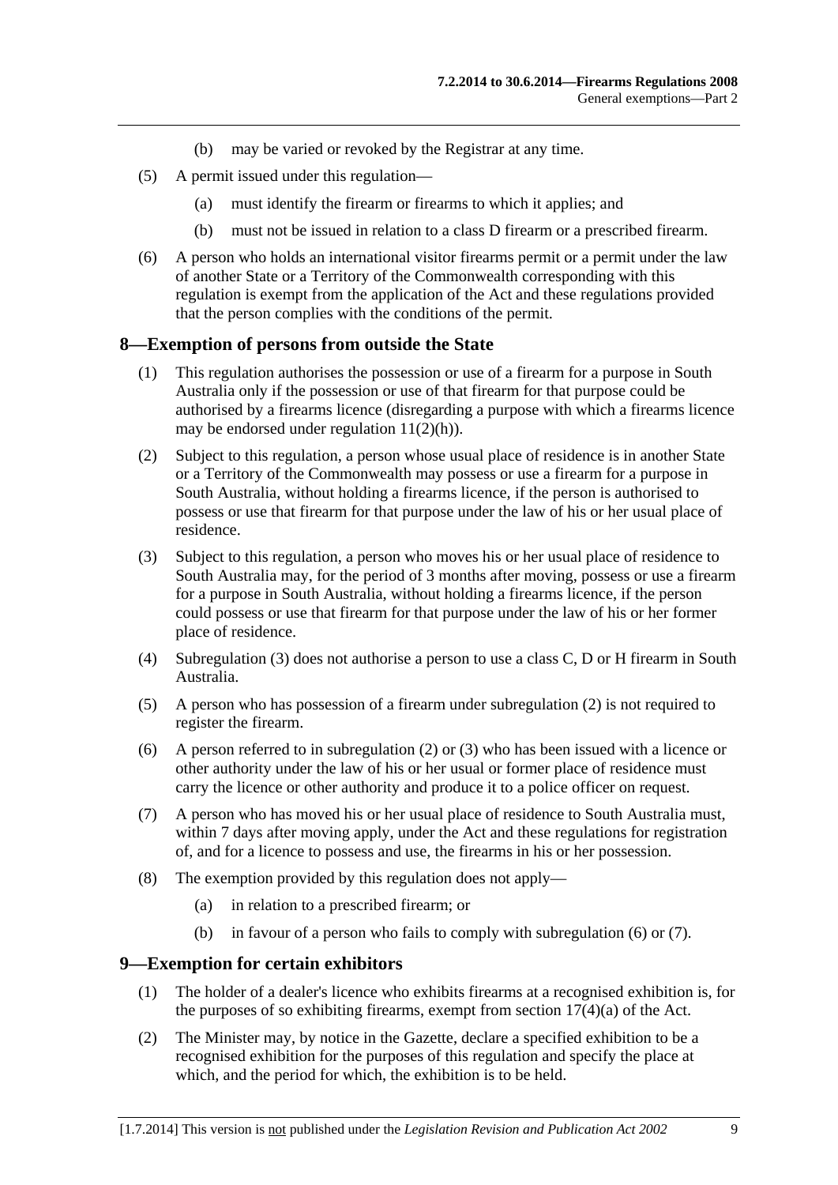(b) may be varied or revoked by the Registrar at any time.

(5) A permit issued under this regulation—

(a) must identify the firearm or firearms to which it applies; and

(b) must not be issued in relation to a class D firearm or a prescribed firearm.

(6) A person who holds an international visitor firearms permit or a permit under the law of another State or a Territory of the Commonwealth corresponding with this regulation is exempt from the application of the Act and these regulations provided that the person complies with the conditions of the permit.

## 8—Exemption of persons from outside the State

(1) This regulation authorises the possession or use of a firearm for a purpose in South Australia only if the possession or use of that firearm for that purpose could be authorised by a firearms licence (disregarding a purpose with which a firearms licence may be endorsed under regulation 11(2)(h)).

(2) Subject to this regulation, a person whose usual place of residence is in another State or a Territory of the Commonwealth may possess or use a firearm for a purpose in South Australia, without holding a firearms licence, if the person is authorised to possess or use that firearm for that purpose under the law of his or her usual place of residence.

(3) Subject to this regulation, a person who moves his or her usual place of residence to South Australia may, for the period of 3 months after moving, possess or use a firearm for a purpose in South Australia, without holding a firearms licence, if the person could possess or use that firearm for that purpose under the law of his or her former place of residence.

(4) Subregulation (3) does not authorise a person to use a class C, D or H firearm in South Australia.

(5) A person who has possession of a firearm under subregulation (2) is not required to register the firearm.

(6) A person referred to in subregulation (2) or (3) who has been issued with a licence or other authority under the law of his or her usual or former place of residence must carry the licence or other authority and produce it to a police officer on request.

(7) A person who has moved his or her usual place of residence to South Australia must, within 7 days after moving apply, under the Act and these regulations for registration of, and for a licence to possess and use, the firearms in his or her possession.

(8) The exemption provided by this regulation does not apply—

(a) in relation to a prescribed firearm; or

(b) in favour of a person who fails to comply with subregulation (6) or (7).

## 9—Exemption for certain exhibitors

(1) The holder of a dealer's licence who exhibits firearms at a recognised exhibition is, for the purposes of so exhibiting firearms, exempt from section 17(4)(a) of the Act.

(2) The Minister may, by notice in the Gazette, declare a specified exhibition to be a recognised exhibition for the purposes of this regulation and specify the place at which, and the period for which, the exhibition is to be held.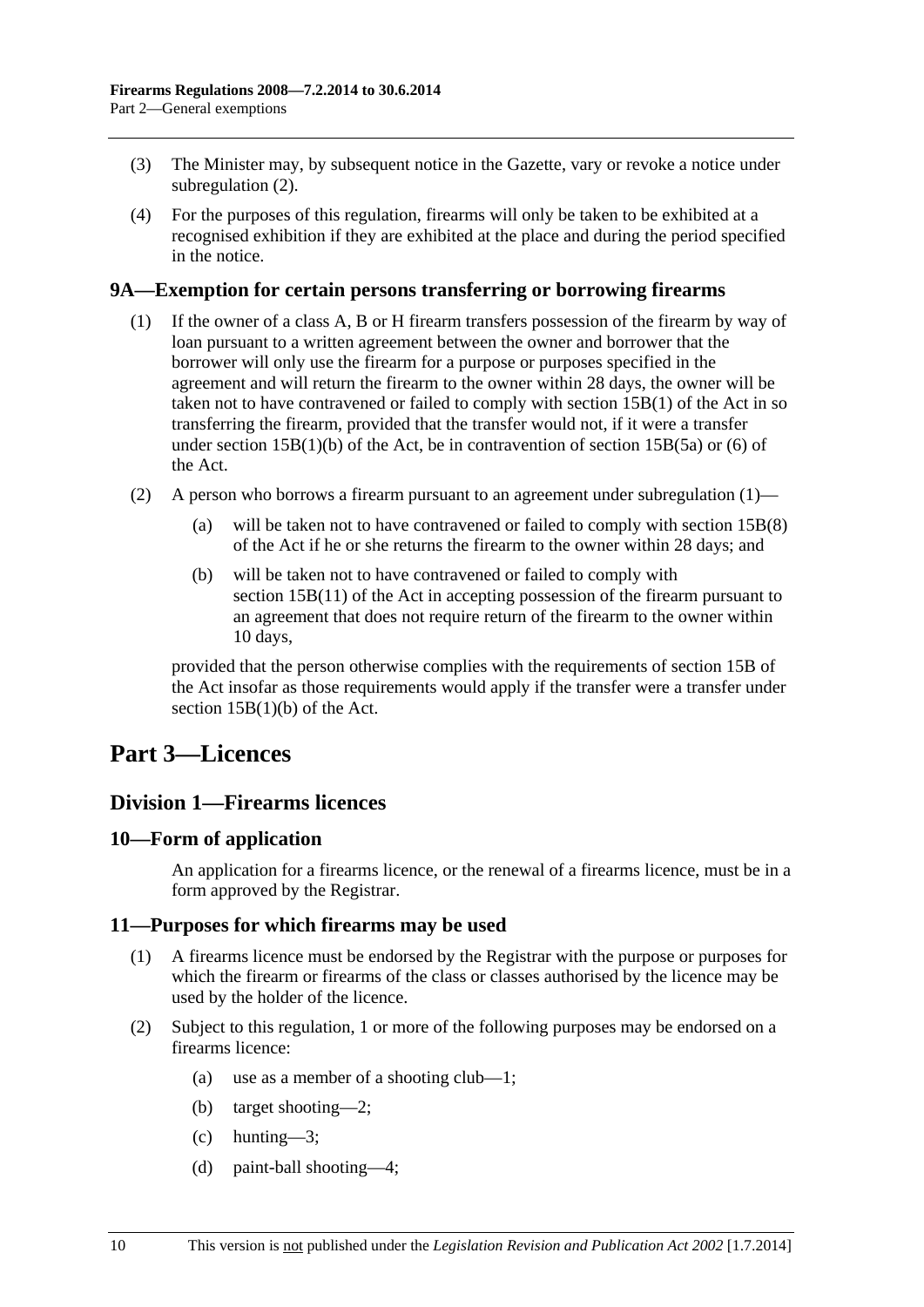(3) The Minister may, by subsequent notice in the Gazette, vary or revoke a notice under subregulation (2).

(4) For the purposes of this regulation, firearms will only be taken to be exhibited at a recognised exhibition if they are exhibited at the place and during the period specified in the notice.

### 9A—Exemption for certain persons transferring or borrowing firearms

(1) If the owner of a class A, B or H firearm transfers possession of the firearm by way of loan pursuant to a written agreement between the owner and borrower that the borrower will only use the firearm for a purpose or purposes specified in the agreement and will return the firearm to the owner within 28 days, the owner will be taken not to have contravened or failed to comply with section 15B(1) of the Act in so transferring the firearm, provided that the transfer would not, if it were a transfer under section 15B(1)(b) of the Act, be in contravention of section 15B(5a) or (6) of the Act.

(2) A person who borrows a firearm pursuant to an agreement under subregulation (1)—

- (a) will be taken not to have contravened or failed to comply with section 15B(8) of the Act if he or she returns the firearm to the owner within 28 days; and
- (b) will be taken not to have contravened or failed to comply with section 15B(11) of the Act in accepting possession of the firearm pursuant to an agreement that does not require return of the firearm to the owner within 10 days,

provided that the person otherwise complies with the requirements of section 15B of the Act insofar as those requirements would apply if the transfer were a transfer under section 15B(1)(b) of the Act.

# Part 3—Licences

## Division 1—Firearms licences

### 10—Form of application

An application for a firearms licence, or the renewal of a firearms licence, must be in a form approved by the Registrar.

### 11—Purposes for which firearms may be used

(1) A firearms licence must be endorsed by the Registrar with the purpose or purposes for which the firearm or firearms of the class or classes authorised by the licence may be used by the holder of the licence.

(2) Subject to this regulation, 1 or more of the following purposes may be endorsed on a firearms licence:

- (a) use as a member of a shooting club—1;
- (b) target shooting—2;
- (c) hunting—3;
- (d) paint-ball shooting—4;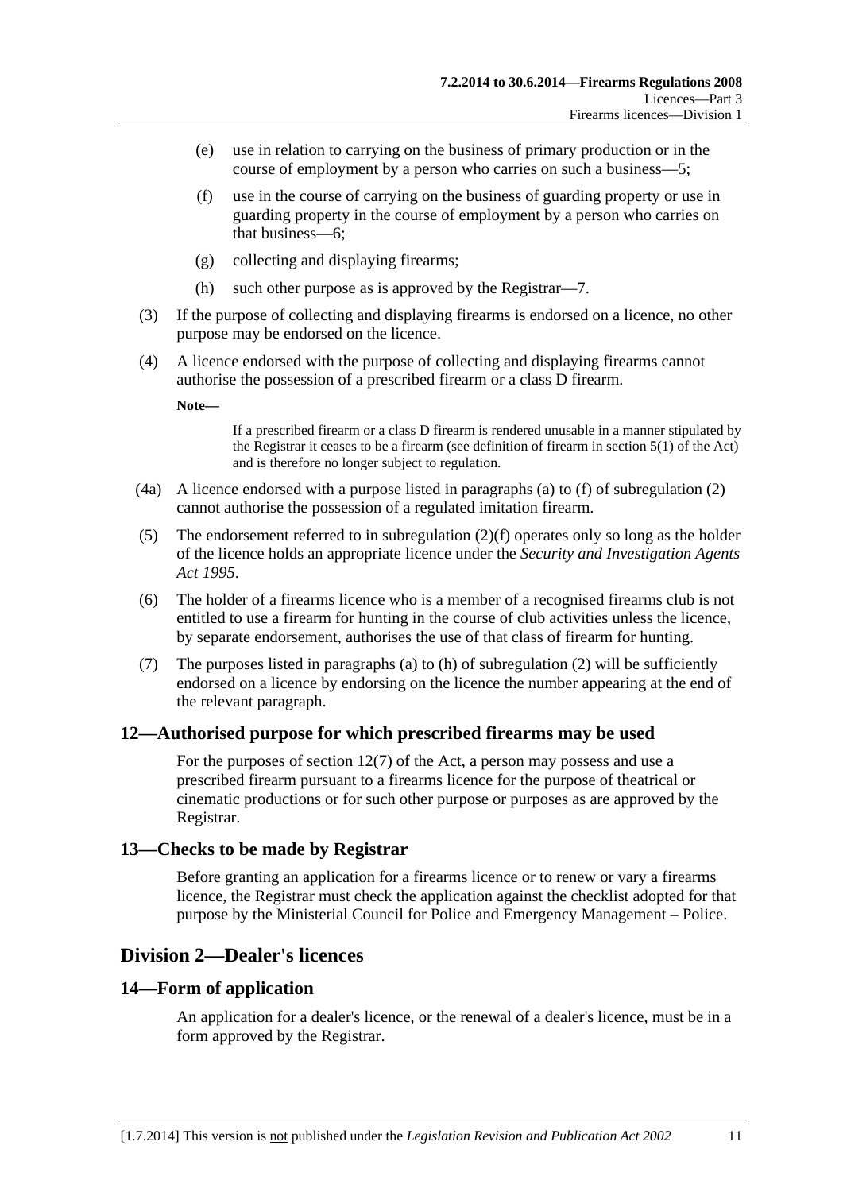(e) use in relation to carrying on the business of primary production or in the course of employment by a person who carries on such a business—5;

(f) use in the course of carrying on the business of guarding property or use in guarding property in the course of employment by a person who carries on that business—6;

(g) collecting and displaying firearms;

(h) such other purpose as is approved by the Registrar—7.

(3) If the purpose of collecting and displaying firearms is endorsed on a licence, no other purpose may be endorsed on the licence.

(4) A licence endorsed with the purpose of collecting and displaying firearms cannot authorise the possession of a prescribed firearm or a class D firearm.

**Note—**

If a prescribed firearm or a class D firearm is rendered unusable in a manner stipulated by the Registrar it ceases to be a firearm (see definition of firearm in section 5(1) of the Act) and is therefore no longer subject to regulation.

(4a) A licence endorsed with a purpose listed in paragraphs (a) to (f) of subregulation (2) cannot authorise the possession of a regulated imitation firearm.

(5) The endorsement referred to in subregulation (2)(f) operates only so long as the holder of the licence holds an appropriate licence under the *Security and Investigation Agents Act 1995*.

(6) The holder of a firearms licence who is a member of a recognised firearms club is not entitled to use a firearm for hunting in the course of club activities unless the licence, by separate endorsement, authorises the use of that class of firearm for hunting.

(7) The purposes listed in paragraphs (a) to (h) of subregulation (2) will be sufficiently endorsed on a licence by endorsing on the licence the number appearing at the end of the relevant paragraph.

## 12—Authorised purpose for which prescribed firearms may be used

For the purposes of section 12(7) of the Act, a person may possess and use a prescribed firearm pursuant to a firearms licence for the purpose of theatrical or cinematic productions or for such other purpose or purposes as are approved by the Registrar.

## 13—Checks to be made by Registrar

Before granting an application for a firearms licence or to renew or vary a firearms licence, the Registrar must check the application against the checklist adopted for that purpose by the Ministerial Council for Police and Emergency Management – Police.

# Division 2—Dealer's licences

## 14—Form of application

An application for a dealer's licence, or the renewal of a dealer's licence, must be in a form approved by the Registrar.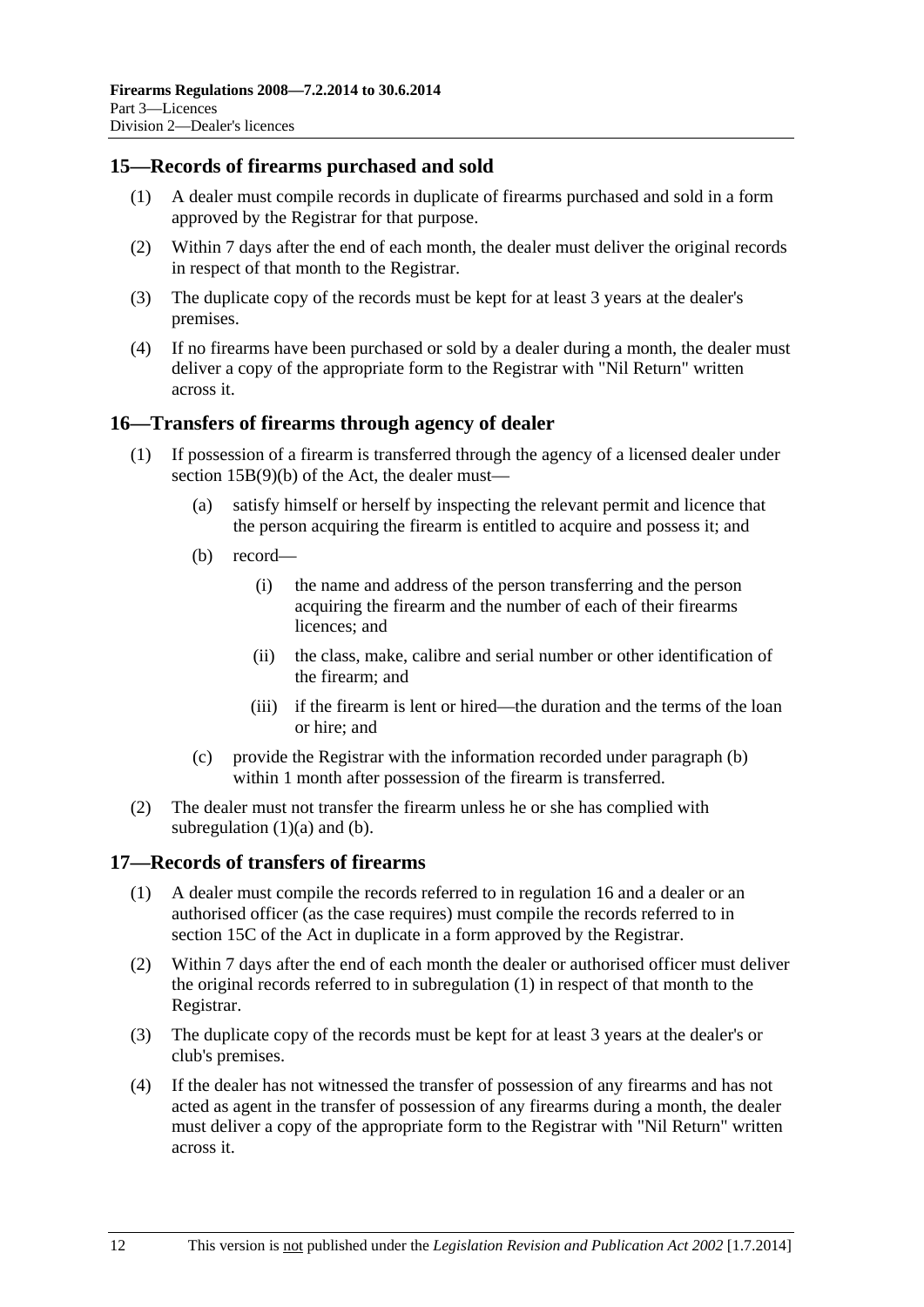## 15—Records of firearms purchased and sold

(1) A dealer must compile records in duplicate of firearms purchased and sold in a form approved by the Registrar for that purpose.

(2) Within 7 days after the end of each month, the dealer must deliver the original records in respect of that month to the Registrar.

(3) The duplicate copy of the records must be kept for at least 3 years at the dealer's premises.

(4) If no firearms have been purchased or sold by a dealer during a month, the dealer must deliver a copy of the appropriate form to the Registrar with "Nil Return" written across it.

## 16—Transfers of firearms through agency of dealer

(1) If possession of a firearm is transferred through the agency of a licensed dealer under section 15B(9)(b) of the Act, the dealer must—

- (a) satisfy himself or herself by inspecting the relevant permit and licence that the person acquiring the firearm is entitled to acquire and possess it; and
- (b) record—
  - (i) the name and address of the person transferring and the person acquiring the firearm and the number of each of their firearms licences; and
  - (ii) the class, make, calibre and serial number or other identification of the firearm; and
  - (iii) if the firearm is lent or hired—the duration and the terms of the loan or hire; and
- (c) provide the Registrar with the information recorded under paragraph (b) within 1 month after possession of the firearm is transferred.

(2) The dealer must not transfer the firearm unless he or she has complied with subregulation (1)(a) and (b).

## 17—Records of transfers of firearms

(1) A dealer must compile the records referred to in regulation 16 and a dealer or an authorised officer (as the case requires) must compile the records referred to in section 15C of the Act in duplicate in a form approved by the Registrar.

(2) Within 7 days after the end of each month the dealer or authorised officer must deliver the original records referred to in subregulation (1) in respect of that month to the Registrar.

(3) The duplicate copy of the records must be kept for at least 3 years at the dealer's or club's premises.

(4) If the dealer has not witnessed the transfer of possession of any firearms and has not acted as agent in the transfer of possession of any firearms during a month, the dealer must deliver a copy of the appropriate form to the Registrar with "Nil Return" written across it.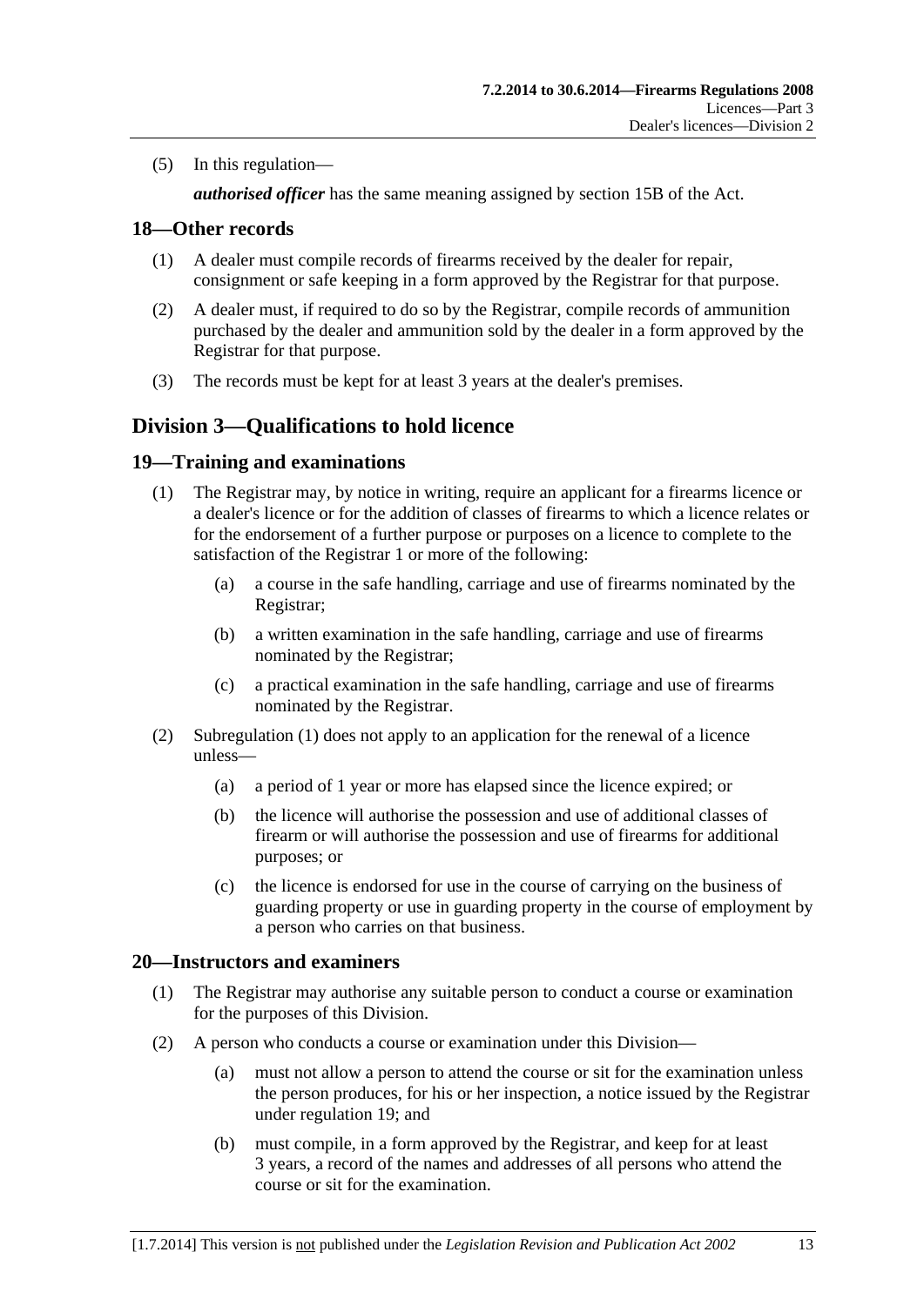(5) In this regulation—

***authorised officer*** has the same meaning assigned by section 15B of the Act.

## 18—Other records

(1) A dealer must compile records of firearms received by the dealer for repair, consignment or safe keeping in a form approved by the Registrar for that purpose.

(2) A dealer must, if required to do so by the Registrar, compile records of ammunition purchased by the dealer and ammunition sold by the dealer in a form approved by the Registrar for that purpose.

(3) The records must be kept for at least 3 years at the dealer's premises.

# Division 3—Qualifications to hold licence

## 19—Training and examinations

(1) The Registrar may, by notice in writing, require an applicant for a firearms licence or a dealer's licence or for the addition of classes of firearms to which a licence relates or for the endorsement of a further purpose or purposes on a licence to complete to the satisfaction of the Registrar 1 or more of the following:

- (a) a course in the safe handling, carriage and use of firearms nominated by the Registrar;
- (b) a written examination in the safe handling, carriage and use of firearms nominated by the Registrar;
- (c) a practical examination in the safe handling, carriage and use of firearms nominated by the Registrar.

(2) Subregulation (1) does not apply to an application for the renewal of a licence unless—

- (a) a period of 1 year or more has elapsed since the licence expired; or
- (b) the licence will authorise the possession and use of additional classes of firearm or will authorise the possession and use of firearms for additional purposes; or
- (c) the licence is endorsed for use in the course of carrying on the business of guarding property or use in guarding property in the course of employment by a person who carries on that business.

## 20—Instructors and examiners

(1) The Registrar may authorise any suitable person to conduct a course or examination for the purposes of this Division.

(2) A person who conducts a course or examination under this Division—

- (a) must not allow a person to attend the course or sit for the examination unless the person produces, for his or her inspection, a notice issued by the Registrar under regulation 19; and
- (b) must compile, in a form approved by the Registrar, and keep for at least 3 years, a record of the names and addresses of all persons who attend the course or sit for the examination.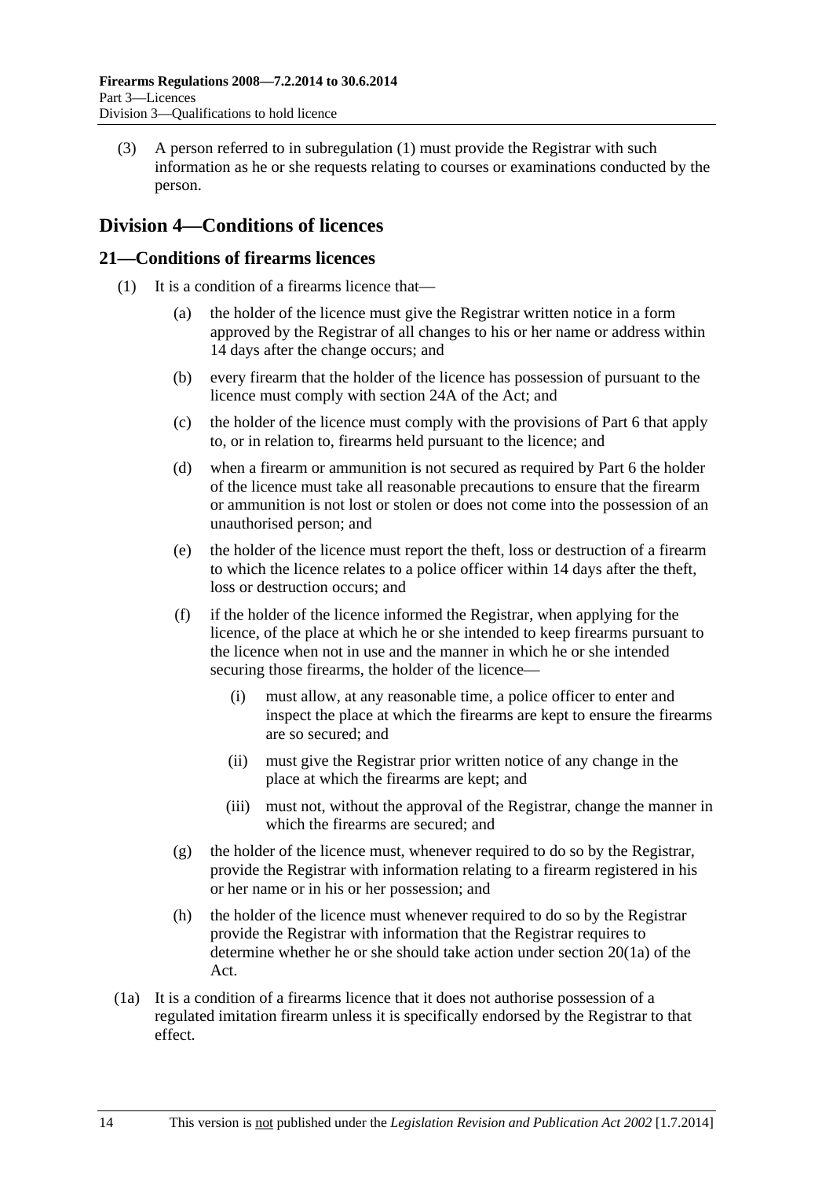(3) A person referred to in subregulation (1) must provide the Registrar with such information as he or she requests relating to courses or examinations conducted by the person.

## Division 4—Conditions of licences

### 21—Conditions of firearms licences

(1) It is a condition of a firearms licence that—

(a) the holder of the licence must give the Registrar written notice in a form approved by the Registrar of all changes to his or her name or address within 14 days after the change occurs; and

(b) every firearm that the holder of the licence has possession of pursuant to the licence must comply with section 24A of the Act; and

(c) the holder of the licence must comply with the provisions of Part 6 that apply to, or in relation to, firearms held pursuant to the licence; and

(d) when a firearm or ammunition is not secured as required by Part 6 the holder of the licence must take all reasonable precautions to ensure that the firearm or ammunition is not lost or stolen or does not come into the possession of an unauthorised person; and

(e) the holder of the licence must report the theft, loss or destruction of a firearm to which the licence relates to a police officer within 14 days after the theft, loss or destruction occurs; and

(f) if the holder of the licence informed the Registrar, when applying for the licence, of the place at which he or she intended to keep firearms pursuant to the licence when not in use and the manner in which he or she intended securing those firearms, the holder of the licence—

(i) must allow, at any reasonable time, a police officer to enter and inspect the place at which the firearms are kept to ensure the firearms are so secured; and

(ii) must give the Registrar prior written notice of any change in the place at which the firearms are kept; and

(iii) must not, without the approval of the Registrar, change the manner in which the firearms are secured; and

(g) the holder of the licence must, whenever required to do so by the Registrar, provide the Registrar with information relating to a firearm registered in his or her name or in his or her possession; and

(h) the holder of the licence must whenever required to do so by the Registrar provide the Registrar with information that the Registrar requires to determine whether he or she should take action under section 20(1a) of the Act.

(1a) It is a condition of a firearms licence that it does not authorise possession of a regulated imitation firearm unless it is specifically endorsed by the Registrar to that effect.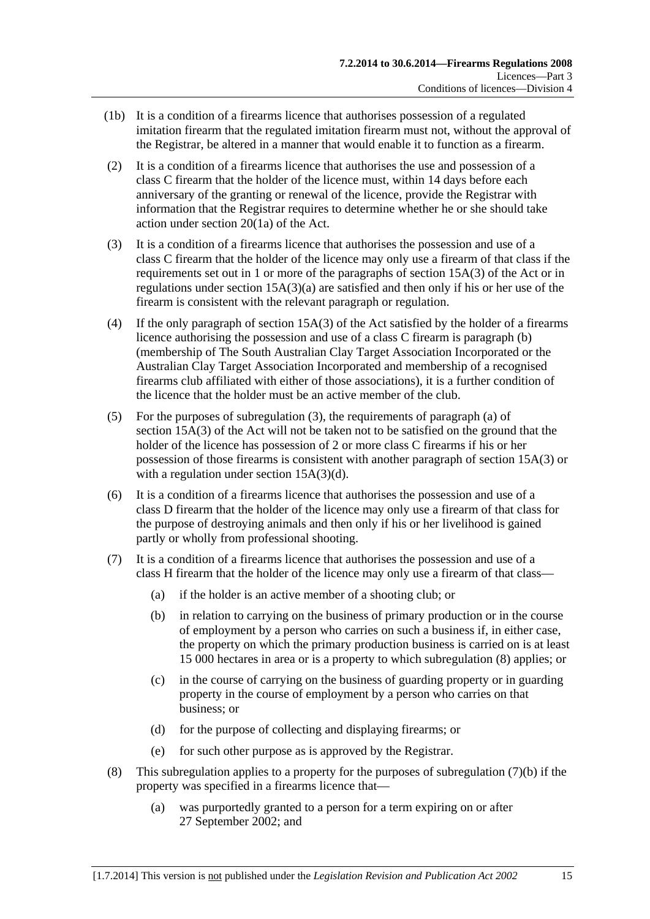(1b) It is a condition of a firearms licence that authorises possession of a regulated imitation firearm that the regulated imitation firearm must not, without the approval of the Registrar, be altered in a manner that would enable it to function as a firearm.

(2) It is a condition of a firearms licence that authorises the use and possession of a class C firearm that the holder of the licence must, within 14 days before each anniversary of the granting or renewal of the licence, provide the Registrar with information that the Registrar requires to determine whether he or she should take action under section 20(1a) of the Act.

(3) It is a condition of a firearms licence that authorises the possession and use of a class C firearm that the holder of the licence may only use a firearm of that class if the requirements set out in 1 or more of the paragraphs of section 15A(3) of the Act or in regulations under section 15A(3)(a) are satisfied and then only if his or her use of the firearm is consistent with the relevant paragraph or regulation.

(4) If the only paragraph of section 15A(3) of the Act satisfied by the holder of a firearms licence authorising the possession and use of a class C firearm is paragraph (b) (membership of The South Australian Clay Target Association Incorporated or the Australian Clay Target Association Incorporated and membership of a recognised firearms club affiliated with either of those associations), it is a further condition of the licence that the holder must be an active member of the club.

(5) For the purposes of subregulation (3), the requirements of paragraph (a) of section 15A(3) of the Act will not be taken not to be satisfied on the ground that the holder of the licence has possession of 2 or more class C firearms if his or her possession of those firearms is consistent with another paragraph of section 15A(3) or with a regulation under section 15A(3)(d).

(6) It is a condition of a firearms licence that authorises the possession and use of a class D firearm that the holder of the licence may only use a firearm of that class for the purpose of destroying animals and then only if his or her livelihood is gained partly or wholly from professional shooting.

(7) It is a condition of a firearms licence that authorises the possession and use of a class H firearm that the holder of the licence may only use a firearm of that class—

   (a) if the holder is an active member of a shooting club; or

   (b) in relation to carrying on the business of primary production or in the course of employment by a person who carries on such a business if, in either case, the property on which the primary production business is carried on is at least 15 000 hectares in area or is a property to which subregulation (8) applies; or

   (c) in the course of carrying on the business of guarding property or in guarding property in the course of employment by a person who carries on that business; or

   (d) for the purpose of collecting and displaying firearms; or

   (e) for such other purpose as is approved by the Registrar.

(8) This subregulation applies to a property for the purposes of subregulation (7)(b) if the property was specified in a firearms licence that—

   (a) was purportedly granted to a person for a term expiring on or after 27 September 2002; and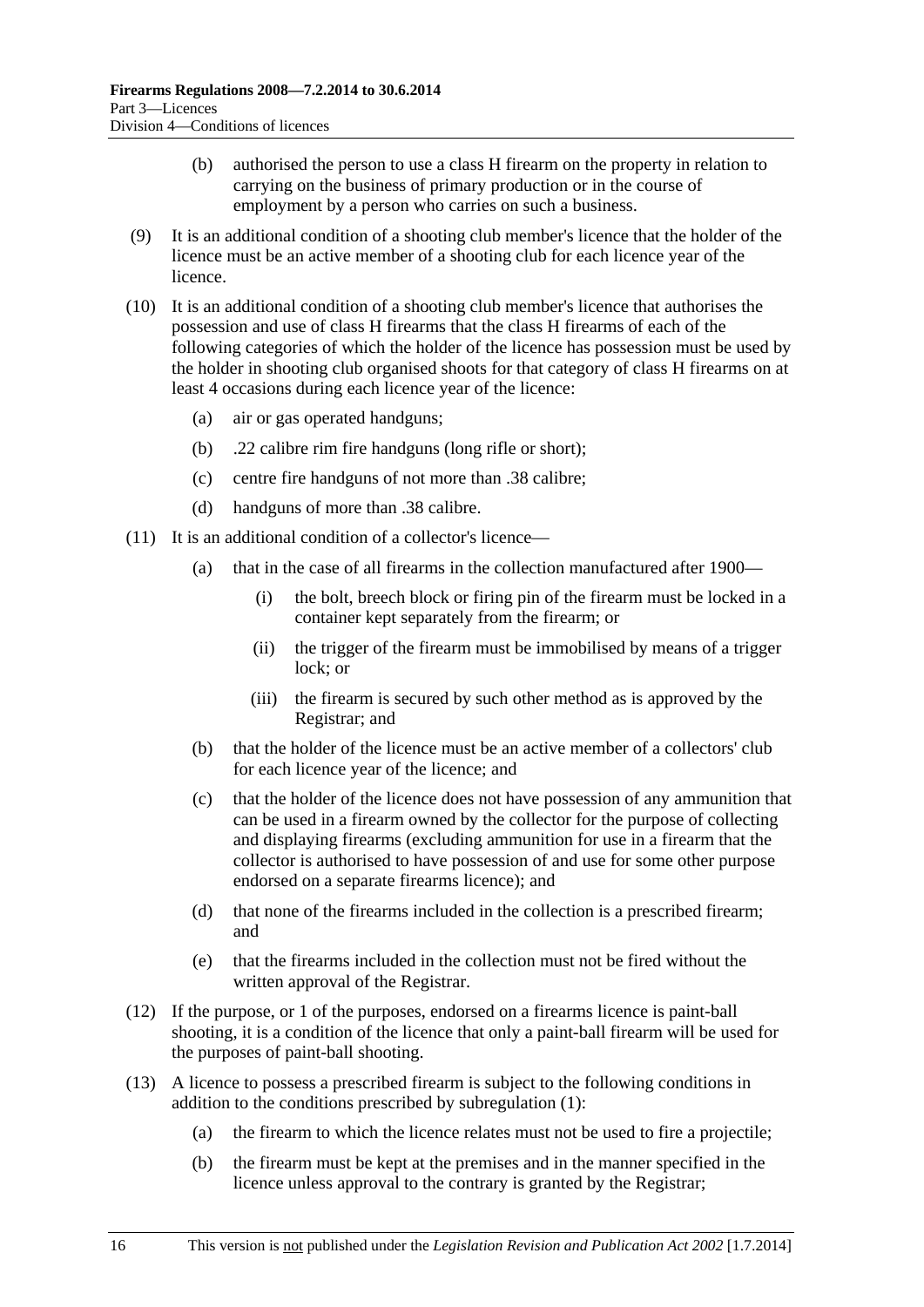(b) authorised the person to use a class H firearm on the property in relation to carrying on the business of primary production or in the course of employment by a person who carries on such a business.

(9) It is an additional condition of a shooting club member's licence that the holder of the licence must be an active member of a shooting club for each licence year of the licence.

(10) It is an additional condition of a shooting club member's licence that authorises the possession and use of class H firearms that the class H firearms of each of the following categories of which the holder of the licence has possession must be used by the holder in shooting club organised shoots for that category of class H firearms on at least 4 occasions during each licence year of the licence:

- (a) air or gas operated handguns;
- (b) .22 calibre rim fire handguns (long rifle or short);
- (c) centre fire handguns of not more than .38 calibre;
- (d) handguns of more than .38 calibre.

(11) It is an additional condition of a collector's licence—

- (a) that in the case of all firearms in the collection manufactured after 1900—
  - (i) the bolt, breech block or firing pin of the firearm must be locked in a container kept separately from the firearm; or
  - (ii) the trigger of the firearm must be immobilised by means of a trigger lock; or
  - (iii) the firearm is secured by such other method as is approved by the Registrar; and
- (b) that the holder of the licence must be an active member of a collectors' club for each licence year of the licence; and
- (c) that the holder of the licence does not have possession of any ammunition that can be used in a firearm owned by the collector for the purpose of collecting and displaying firearms (excluding ammunition for use in a firearm that the collector is authorised to have possession of and use for some other purpose endorsed on a separate firearms licence); and
- (d) that none of the firearms included in the collection is a prescribed firearm; and
- (e) that the firearms included in the collection must not be fired without the written approval of the Registrar.

(12) If the purpose, or 1 of the purposes, endorsed on a firearms licence is paint-ball shooting, it is a condition of the licence that only a paint-ball firearm will be used for the purposes of paint-ball shooting.

(13) A licence to possess a prescribed firearm is subject to the following conditions in addition to the conditions prescribed by subregulation (1):

- (a) the firearm to which the licence relates must not be used to fire a projectile;
- (b) the firearm must be kept at the premises and in the manner specified in the licence unless approval to the contrary is granted by the Registrar;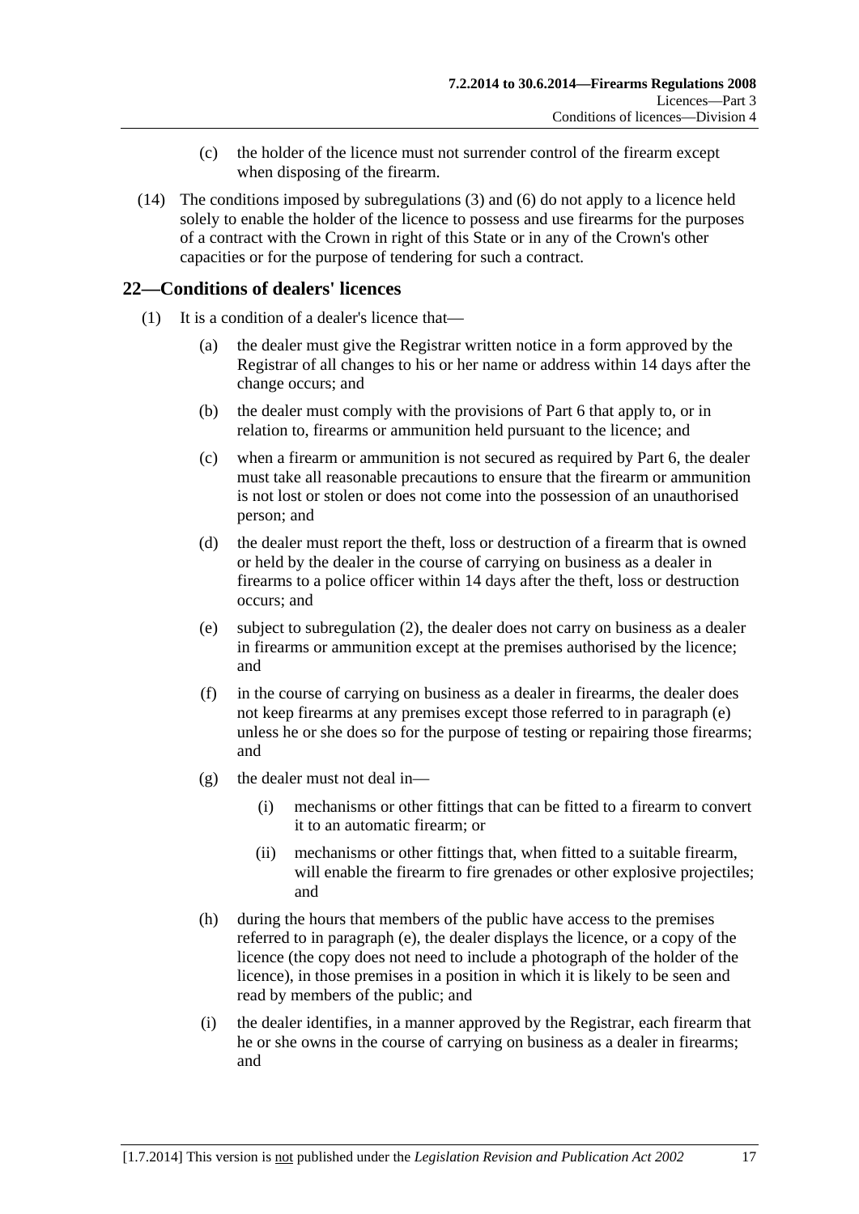(c) the holder of the licence must not surrender control of the firearm except when disposing of the firearm.

(14) The conditions imposed by subregulations (3) and (6) do not apply to a licence held solely to enable the holder of the licence to possess and use firearms for the purposes of a contract with the Crown in right of this State or in any of the Crown's other capacities or for the purpose of tendering for such a contract.

## 22—Conditions of dealers' licences

(1) It is a condition of a dealer's licence that—

(a) the dealer must give the Registrar written notice in a form approved by the Registrar of all changes to his or her name or address within 14 days after the change occurs; and

(b) the dealer must comply with the provisions of Part 6 that apply to, or in relation to, firearms or ammunition held pursuant to the licence; and

(c) when a firearm or ammunition is not secured as required by Part 6, the dealer must take all reasonable precautions to ensure that the firearm or ammunition is not lost or stolen or does not come into the possession of an unauthorised person; and

(d) the dealer must report the theft, loss or destruction of a firearm that is owned or held by the dealer in the course of carrying on business as a dealer in firearms to a police officer within 14 days after the theft, loss or destruction occurs; and

(e) subject to subregulation (2), the dealer does not carry on business as a dealer in firearms or ammunition except at the premises authorised by the licence; and

(f) in the course of carrying on business as a dealer in firearms, the dealer does not keep firearms at any premises except those referred to in paragraph (e) unless he or she does so for the purpose of testing or repairing those firearms; and

(g) the dealer must not deal in—

(i) mechanisms or other fittings that can be fitted to a firearm to convert it to an automatic firearm; or

(ii) mechanisms or other fittings that, when fitted to a suitable firearm, will enable the firearm to fire grenades or other explosive projectiles; and

(h) during the hours that members of the public have access to the premises referred to in paragraph (e), the dealer displays the licence, or a copy of the licence (the copy does not need to include a photograph of the holder of the licence), in those premises in a position in which it is likely to be seen and read by members of the public; and

(i) the dealer identifies, in a manner approved by the Registrar, each firearm that he or she owns in the course of carrying on business as a dealer in firearms; and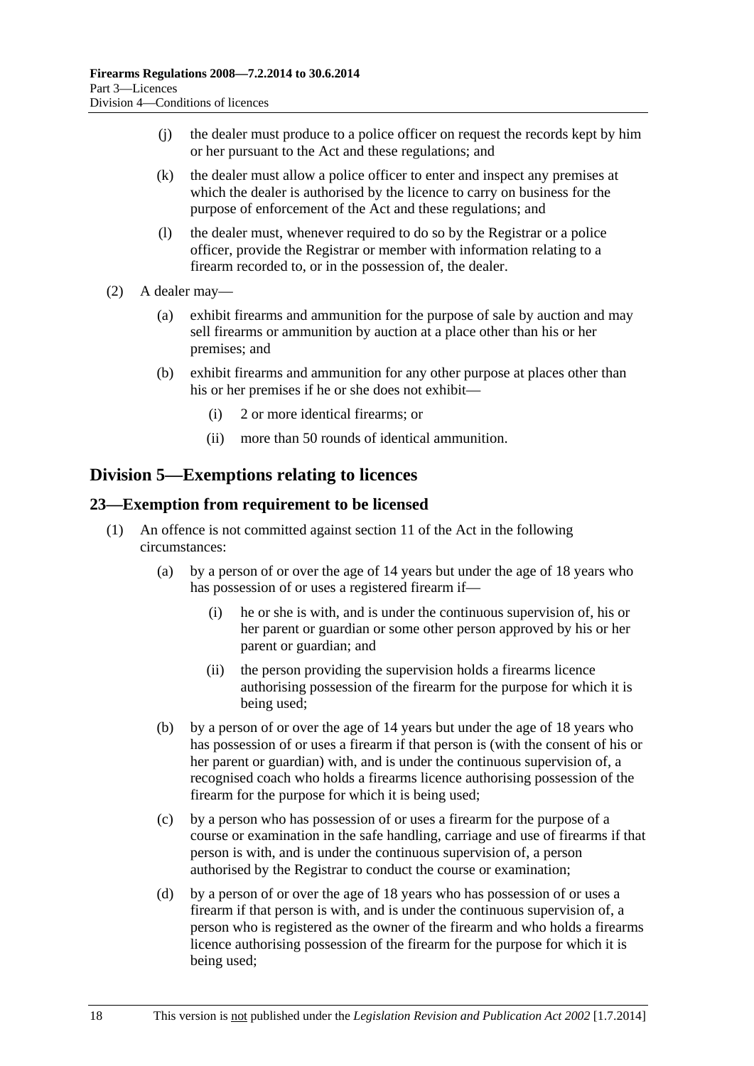(j) the dealer must produce to a police officer on request the records kept by him or her pursuant to the Act and these regulations; and

(k) the dealer must allow a police officer to enter and inspect any premises at which the dealer is authorised by the licence to carry on business for the purpose of enforcement of the Act and these regulations; and

(l) the dealer must, whenever required to do so by the Registrar or a police officer, provide the Registrar or member with information relating to a firearm recorded to, or in the possession of, the dealer.

(2) A dealer may—

(a) exhibit firearms and ammunition for the purpose of sale by auction and may sell firearms or ammunition by auction at a place other than his or her premises; and

(b) exhibit firearms and ammunition for any other purpose at places other than his or her premises if he or she does not exhibit—

(i) 2 or more identical firearms; or

(ii) more than 50 rounds of identical ammunition.

## Division 5—Exemptions relating to licences

### 23—Exemption from requirement to be licensed

(1) An offence is not committed against section 11 of the Act in the following circumstances:

(a) by a person of or over the age of 14 years but under the age of 18 years who has possession of or uses a registered firearm if—

(i) he or she is with, and is under the continuous supervision of, his or her parent or guardian or some other person approved by his or her parent or guardian; and

(ii) the person providing the supervision holds a firearms licence authorising possession of the firearm for the purpose for which it is being used;

(b) by a person of or over the age of 14 years but under the age of 18 years who has possession of or uses a firearm if that person is (with the consent of his or her parent or guardian) with, and is under the continuous supervision of, a recognised coach who holds a firearms licence authorising possession of the firearm for the purpose for which it is being used;

(c) by a person who has possession of or uses a firearm for the purpose of a course or examination in the safe handling, carriage and use of firearms if that person is with, and is under the continuous supervision of, a person authorised by the Registrar to conduct the course or examination;

(d) by a person of or over the age of 18 years who has possession of or uses a firearm if that person is with, and is under the continuous supervision of, a person who is registered as the owner of the firearm and who holds a firearms licence authorising possession of the firearm for the purpose for which it is being used;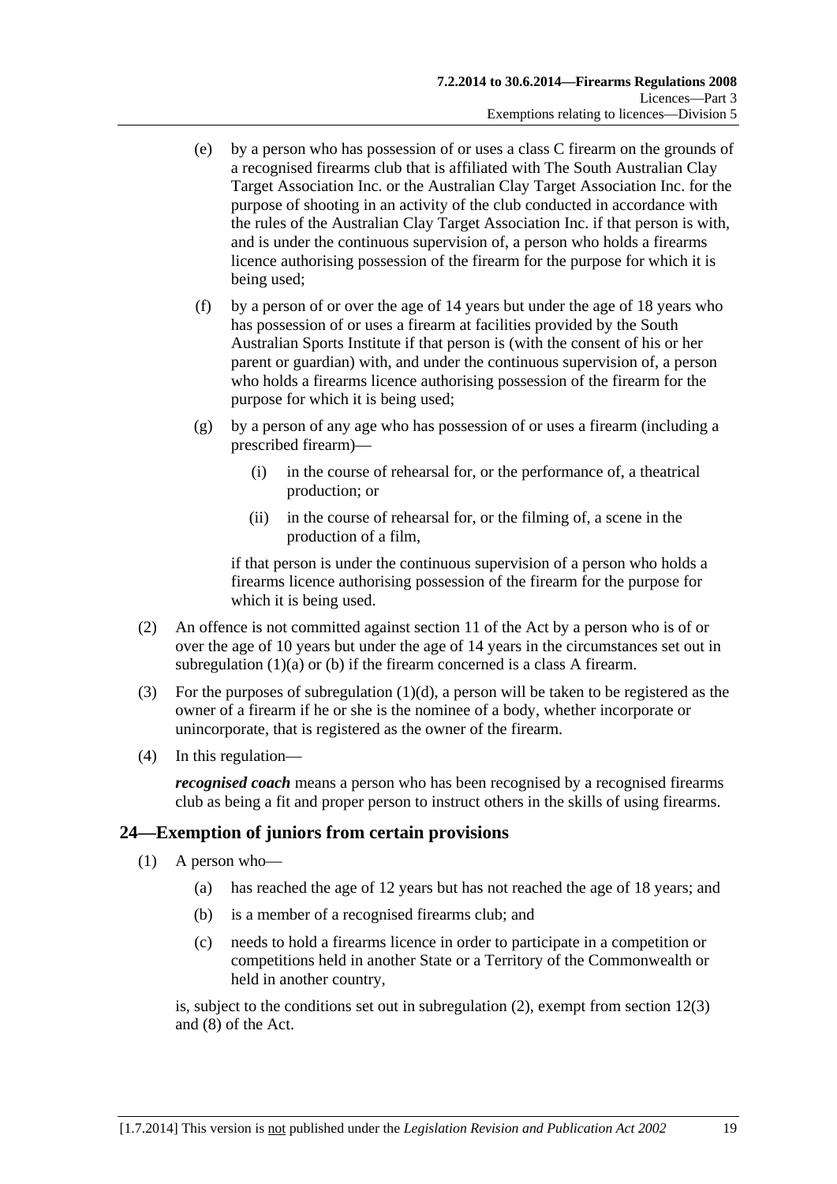(e) by a person who has possession of or uses a class C firearm on the grounds of a recognised firearms club that is affiliated with The South Australian Clay Target Association Inc. or the Australian Clay Target Association Inc. for the purpose of shooting in an activity of the club conducted in accordance with the rules of the Australian Clay Target Association Inc. if that person is with, and is under the continuous supervision of, a person who holds a firearms licence authorising possession of the firearm for the purpose for which it is being used;

(f) by a person of or over the age of 14 years but under the age of 18 years who has possession of or uses a firearm at facilities provided by the South Australian Sports Institute if that person is (with the consent of his or her parent or guardian) with, and under the continuous supervision of, a person who holds a firearms licence authorising possession of the firearm for the purpose for which it is being used;

(g) by a person of any age who has possession of or uses a firearm (including a prescribed firearm)—

(i) in the course of rehearsal for, or the performance of, a theatrical production; or

(ii) in the course of rehearsal for, or the filming of, a scene in the production of a film,

if that person is under the continuous supervision of a person who holds a firearms licence authorising possession of the firearm for the purpose for which it is being used.

(2) An offence is not committed against section 11 of the Act by a person who is of or over the age of 10 years but under the age of 14 years in the circumstances set out in subregulation (1)(a) or (b) if the firearm concerned is a class A firearm.

(3) For the purposes of subregulation (1)(d), a person will be taken to be registered as the owner of a firearm if he or she is the nominee of a body, whether incorporate or unincorporate, that is registered as the owner of the firearm.

(4) In this regulation—

***recognised coach*** means a person who has been recognised by a recognised firearms club as being a fit and proper person to instruct others in the skills of using firearms.

## 24—Exemption of juniors from certain provisions

(1) A person who—

(a) has reached the age of 12 years but has not reached the age of 18 years; and

(b) is a member of a recognised firearms club; and

(c) needs to hold a firearms licence in order to participate in a competition or competitions held in another State or a Territory of the Commonwealth or held in another country,

is, subject to the conditions set out in subregulation (2), exempt from section 12(3) and (8) of the Act.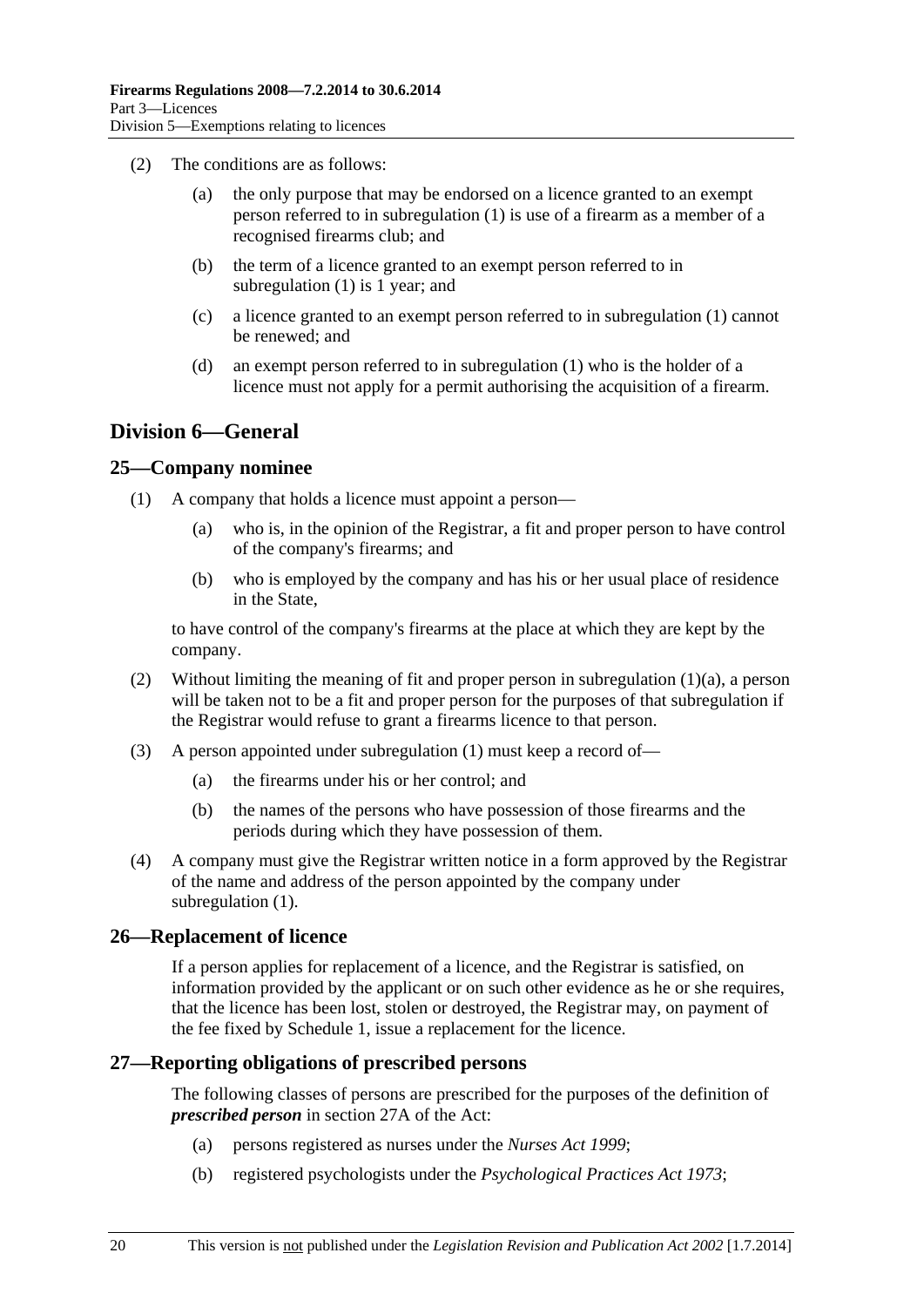(2) The conditions are as follows:

(a) the only purpose that may be endorsed on a licence granted to an exempt person referred to in subregulation (1) is use of a firearm as a member of a recognised firearms club; and

(b) the term of a licence granted to an exempt person referred to in subregulation (1) is 1 year; and

(c) a licence granted to an exempt person referred to in subregulation (1) cannot be renewed; and

(d) an exempt person referred to in subregulation (1) who is the holder of a licence must not apply for a permit authorising the acquisition of a firearm.

## Division 6—General

### 25—Company nominee

(1) A company that holds a licence must appoint a person—

(a) who is, in the opinion of the Registrar, a fit and proper person to have control of the company's firearms; and

(b) who is employed by the company and has his or her usual place of residence in the State,

to have control of the company's firearms at the place at which they are kept by the company.

(2) Without limiting the meaning of fit and proper person in subregulation (1)(a), a person will be taken not to be a fit and proper person for the purposes of that subregulation if the Registrar would refuse to grant a firearms licence to that person.

(3) A person appointed under subregulation (1) must keep a record of—

(a) the firearms under his or her control; and

(b) the names of the persons who have possession of those firearms and the periods during which they have possession of them.

(4) A company must give the Registrar written notice in a form approved by the Registrar of the name and address of the person appointed by the company under subregulation (1).

### 26—Replacement of licence

If a person applies for replacement of a licence, and the Registrar is satisfied, on information provided by the applicant or on such other evidence as he or she requires, that the licence has been lost, stolen or destroyed, the Registrar may, on payment of the fee fixed by Schedule 1, issue a replacement for the licence.

### 27—Reporting obligations of prescribed persons

The following classes of persons are prescribed for the purposes of the definition of ***prescribed person*** in section 27A of the Act:

(a) persons registered as nurses under the *Nurses Act 1999*;

(b) registered psychologists under the *Psychological Practices Act 1973*;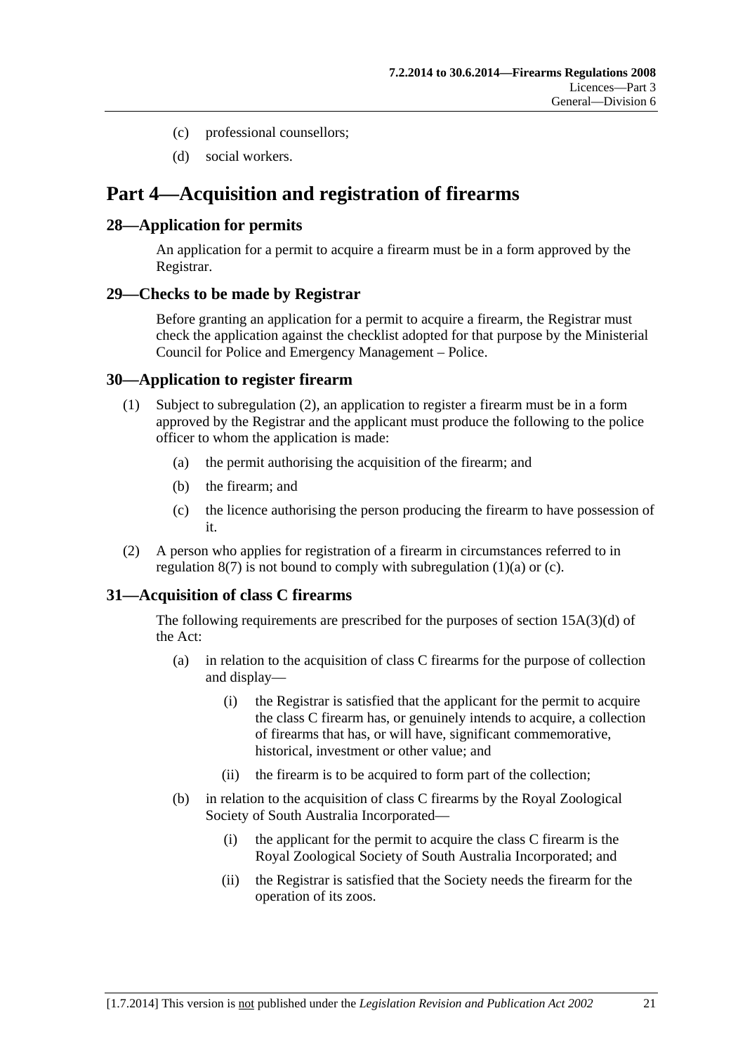(c) professional counsellors;

(d) social workers.

# Part 4—Acquisition and registration of firearms

## 28—Application for permits

An application for a permit to acquire a firearm must be in a form approved by the Registrar.

## 29—Checks to be made by Registrar

Before granting an application for a permit to acquire a firearm, the Registrar must check the application against the checklist adopted for that purpose by the Ministerial Council for Police and Emergency Management – Police.

## 30—Application to register firearm

(1) Subject to subregulation (2), an application to register a firearm must be in a form approved by the Registrar and the applicant must produce the following to the police officer to whom the application is made:

- (a) the permit authorising the acquisition of the firearm; and
- (b) the firearm; and
- (c) the licence authorising the person producing the firearm to have possession of it.

(2) A person who applies for registration of a firearm in circumstances referred to in regulation 8(7) is not bound to comply with subregulation (1)(a) or (c).

## 31—Acquisition of class C firearms

The following requirements are prescribed for the purposes of section 15A(3)(d) of the Act:

- (a) in relation to the acquisition of class C firearms for the purpose of collection and display—
  - (i) the Registrar is satisfied that the applicant for the permit to acquire the class C firearm has, or genuinely intends to acquire, a collection of firearms that has, or will have, significant commemorative, historical, investment or other value; and
  - (ii) the firearm is to be acquired to form part of the collection;
- (b) in relation to the acquisition of class C firearms by the Royal Zoological Society of South Australia Incorporated—
  - (i) the applicant for the permit to acquire the class C firearm is the Royal Zoological Society of South Australia Incorporated; and
  - (ii) the Registrar is satisfied that the Society needs the firearm for the operation of its zoos.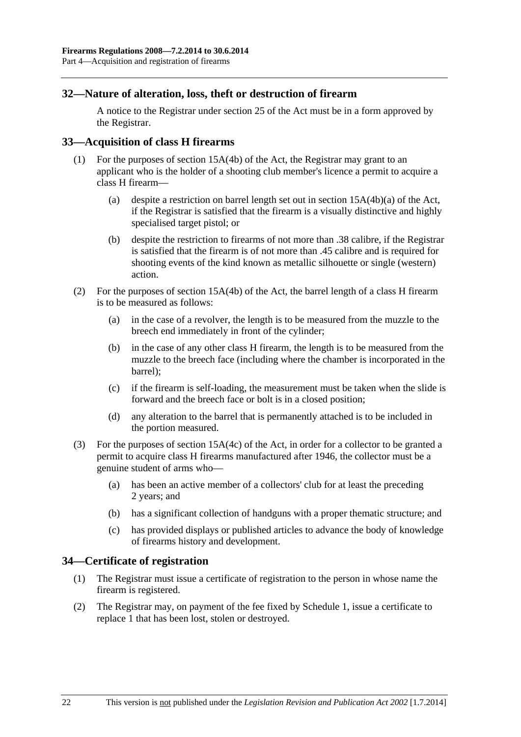## 32—Nature of alteration, loss, theft or destruction of firearm

A notice to the Registrar under section 25 of the Act must be in a form approved by the Registrar.

## 33—Acquisition of class H firearms

(1) For the purposes of section 15A(4b) of the Act, the Registrar may grant to an applicant who is the holder of a shooting club member's licence a permit to acquire a class H firearm—

  (a) despite a restriction on barrel length set out in section 15A(4b)(a) of the Act, if the Registrar is satisfied that the firearm is a visually distinctive and highly specialised target pistol; or

  (b) despite the restriction to firearms of not more than .38 calibre, if the Registrar is satisfied that the firearm is of not more than .45 calibre and is required for shooting events of the kind known as metallic silhouette or single (western) action.

(2) For the purposes of section 15A(4b) of the Act, the barrel length of a class H firearm is to be measured as follows:

  (a) in the case of a revolver, the length is to be measured from the muzzle to the breech end immediately in front of the cylinder;

  (b) in the case of any other class H firearm, the length is to be measured from the muzzle to the breech face (including where the chamber is incorporated in the barrel);

  (c) if the firearm is self-loading, the measurement must be taken when the slide is forward and the breech face or bolt is in a closed position;

  (d) any alteration to the barrel that is permanently attached is to be included in the portion measured.

(3) For the purposes of section 15A(4c) of the Act, in order for a collector to be granted a permit to acquire class H firearms manufactured after 1946, the collector must be a genuine student of arms who—

  (a) has been an active member of a collectors' club for at least the preceding 2 years; and

  (b) has a significant collection of handguns with a proper thematic structure; and

  (c) has provided displays or published articles to advance the body of knowledge of firearms history and development.

## 34—Certificate of registration

(1) The Registrar must issue a certificate of registration to the person in whose name the firearm is registered.

(2) The Registrar may, on payment of the fee fixed by Schedule 1, issue a certificate to replace 1 that has been lost, stolen or destroyed.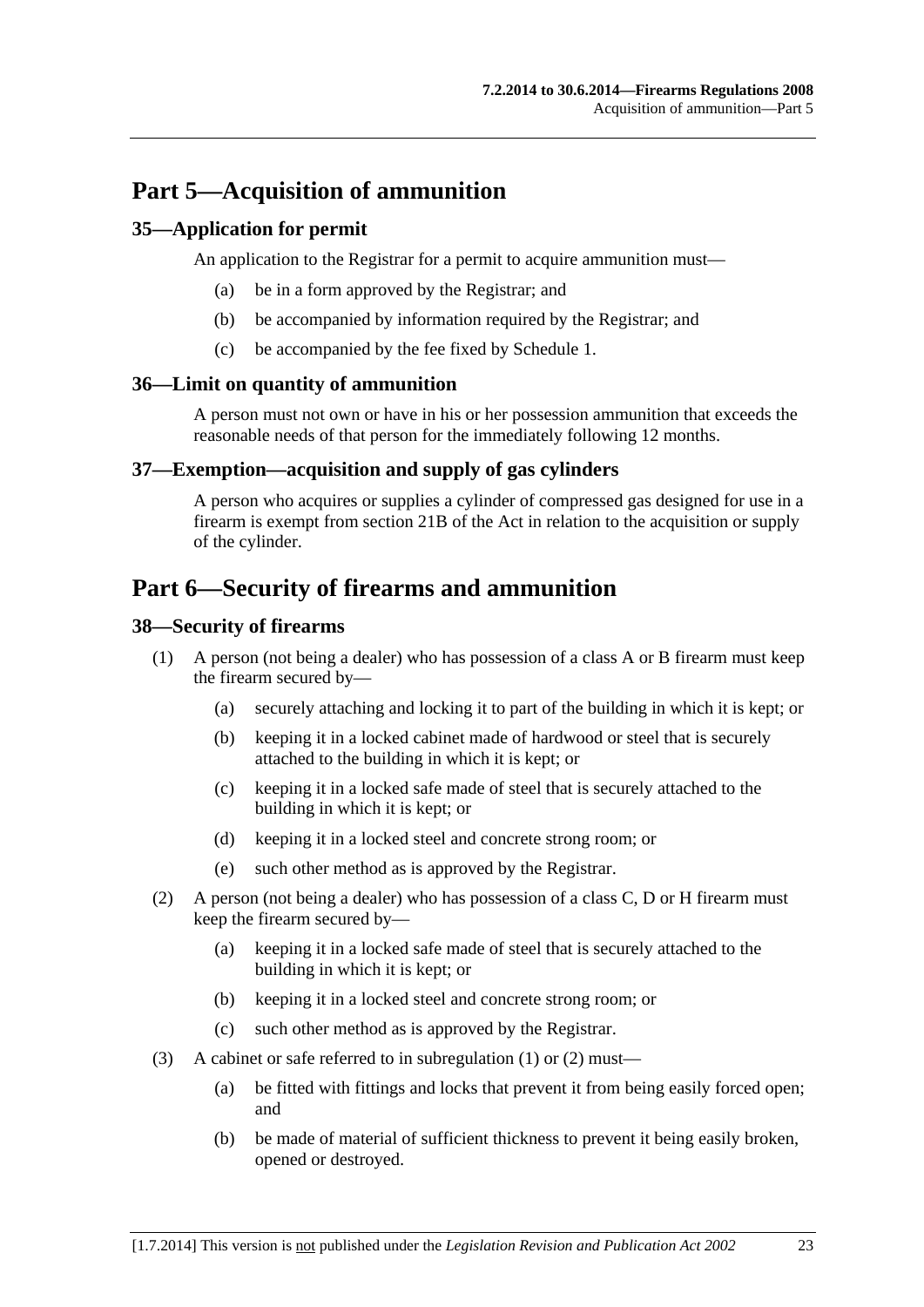# Part 5—Acquisition of ammunition

## 35—Application for permit

An application to the Registrar for a permit to acquire ammunition must—

(a) be in a form approved by the Registrar; and

(b) be accompanied by information required by the Registrar; and

(c) be accompanied by the fee fixed by Schedule 1.

## 36—Limit on quantity of ammunition

A person must not own or have in his or her possession ammunition that exceeds the reasonable needs of that person for the immediately following 12 months.

## 37—Exemption—acquisition and supply of gas cylinders

A person who acquires or supplies a cylinder of compressed gas designed for use in a firearm is exempt from section 21B of the Act in relation to the acquisition or supply of the cylinder.

# Part 6—Security of firearms and ammunition

## 38—Security of firearms

(1) A person (not being a dealer) who has possession of a class A or B firearm must keep the firearm secured by—

(a) securely attaching and locking it to part of the building in which it is kept; or

(b) keeping it in a locked cabinet made of hardwood or steel that is securely attached to the building in which it is kept; or

(c) keeping it in a locked safe made of steel that is securely attached to the building in which it is kept; or

(d) keeping it in a locked steel and concrete strong room; or

(e) such other method as is approved by the Registrar.

(2) A person (not being a dealer) who has possession of a class C, D or H firearm must keep the firearm secured by—

(a) keeping it in a locked safe made of steel that is securely attached to the building in which it is kept; or

(b) keeping it in a locked steel and concrete strong room; or

(c) such other method as is approved by the Registrar.

(3) A cabinet or safe referred to in subregulation (1) or (2) must—

(a) be fitted with fittings and locks that prevent it from being easily forced open; and

(b) be made of material of sufficient thickness to prevent it being easily broken, opened or destroyed.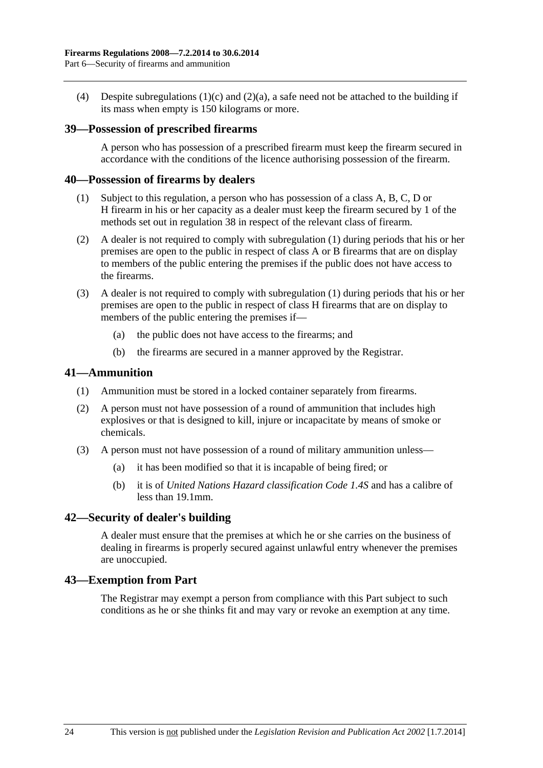(4) Despite subregulations (1)(c) and (2)(a), a safe need not be attached to the building if its mass when empty is 150 kilograms or more.

## 39—Possession of prescribed firearms

A person who has possession of a prescribed firearm must keep the firearm secured in accordance with the conditions of the licence authorising possession of the firearm.

## 40—Possession of firearms by dealers

(1) Subject to this regulation, a person who has possession of a class A, B, C, D or H firearm in his or her capacity as a dealer must keep the firearm secured by 1 of the methods set out in regulation 38 in respect of the relevant class of firearm.

(2) A dealer is not required to comply with subregulation (1) during periods that his or her premises are open to the public in respect of class A or B firearms that are on display to members of the public entering the premises if the public does not have access to the firearms.

(3) A dealer is not required to comply with subregulation (1) during periods that his or her premises are open to the public in respect of class H firearms that are on display to members of the public entering the premises if—

(a) the public does not have access to the firearms; and

(b) the firearms are secured in a manner approved by the Registrar.

## 41—Ammunition

(1) Ammunition must be stored in a locked container separately from firearms.

(2) A person must not have possession of a round of ammunition that includes high explosives or that is designed to kill, injure or incapacitate by means of smoke or chemicals.

(3) A person must not have possession of a round of military ammunition unless—

(a) it has been modified so that it is incapable of being fired; or

(b) it is of *United Nations Hazard classification Code 1.4S* and has a calibre of less than 19.1mm.

## 42—Security of dealer's building

A dealer must ensure that the premises at which he or she carries on the business of dealing in firearms is properly secured against unlawful entry whenever the premises are unoccupied.

## 43—Exemption from Part

The Registrar may exempt a person from compliance with this Part subject to such conditions as he or she thinks fit and may vary or revoke an exemption at any time.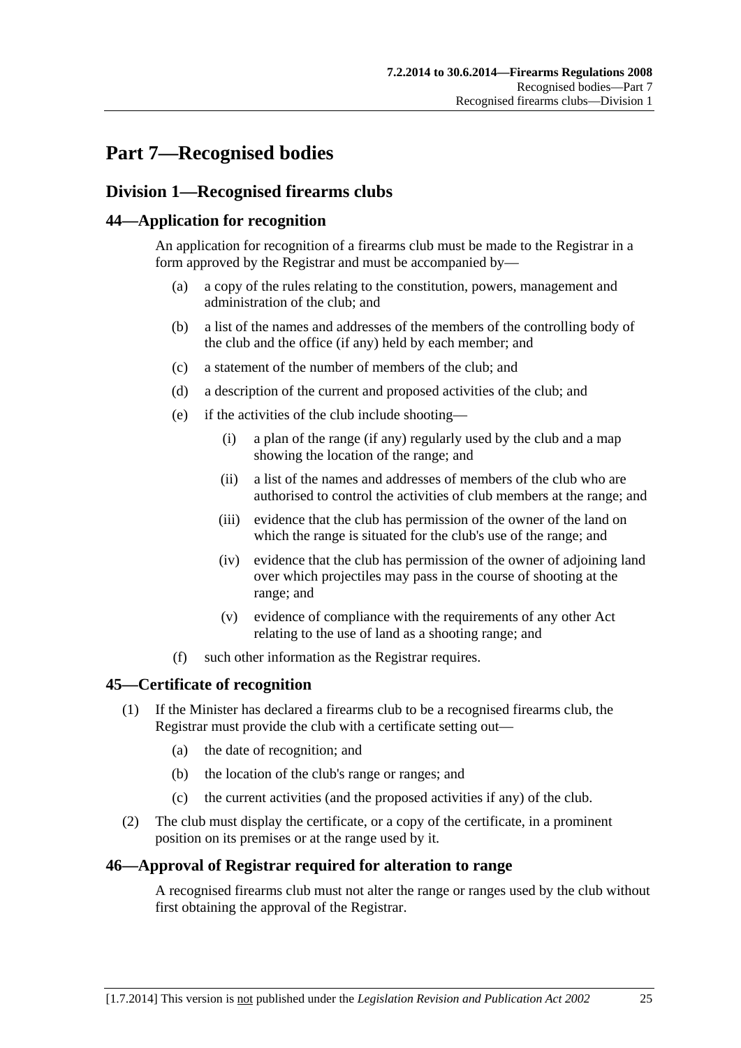# Part 7—Recognised bodies

## Division 1—Recognised firearms clubs

### 44—Application for recognition

An application for recognition of a firearms club must be made to the Registrar in a form approved by the Registrar and must be accompanied by—

(a) a copy of the rules relating to the constitution, powers, management and administration of the club; and

(b) a list of the names and addresses of the members of the controlling body of the club and the office (if any) held by each member; and

(c) a statement of the number of members of the club; and

(d) a description of the current and proposed activities of the club; and

(e) if the activities of the club include shooting—

(i) a plan of the range (if any) regularly used by the club and a map showing the location of the range; and

(ii) a list of the names and addresses of members of the club who are authorised to control the activities of club members at the range; and

(iii) evidence that the club has permission of the owner of the land on which the range is situated for the club's use of the range; and

(iv) evidence that the club has permission of the owner of adjoining land over which projectiles may pass in the course of shooting at the range; and

(v) evidence of compliance with the requirements of any other Act relating to the use of land as a shooting range; and

(f) such other information as the Registrar requires.

### 45—Certificate of recognition

(1) If the Minister has declared a firearms club to be a recognised firearms club, the Registrar must provide the club with a certificate setting out—

(a) the date of recognition; and

(b) the location of the club's range or ranges; and

(c) the current activities (and the proposed activities if any) of the club.

(2) The club must display the certificate, or a copy of the certificate, in a prominent position on its premises or at the range used by it.

### 46—Approval of Registrar required for alteration to range

A recognised firearms club must not alter the range or ranges used by the club without first obtaining the approval of the Registrar.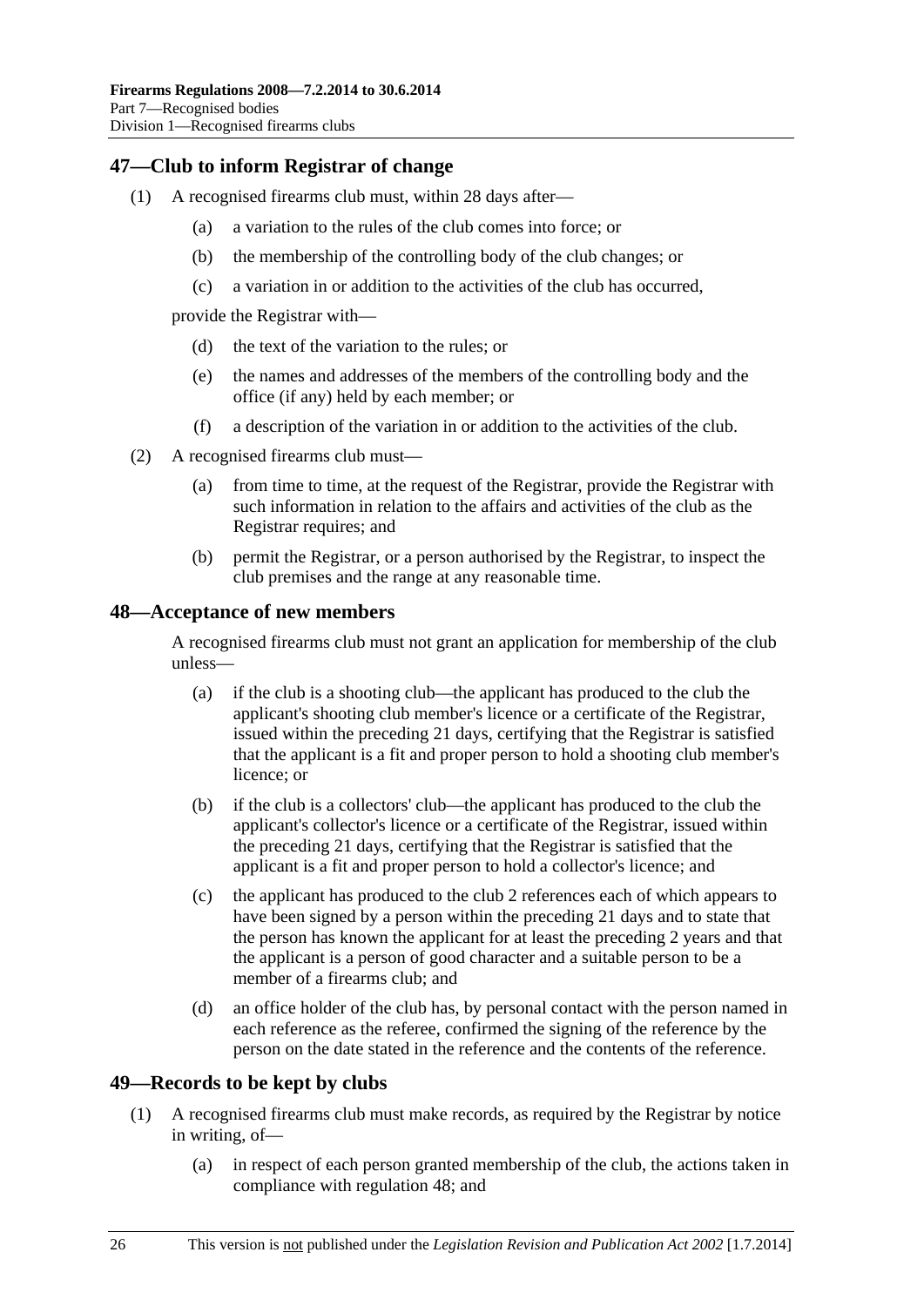## 47—Club to inform Registrar of change

(1) A recognised firearms club must, within 28 days after—

(a) a variation to the rules of the club comes into force; or

(b) the membership of the controlling body of the club changes; or

(c) a variation in or addition to the activities of the club has occurred,

provide the Registrar with—

(d) the text of the variation to the rules; or

(e) the names and addresses of the members of the controlling body and the office (if any) held by each member; or

(f) a description of the variation in or addition to the activities of the club.

(2) A recognised firearms club must—

(a) from time to time, at the request of the Registrar, provide the Registrar with such information in relation to the affairs and activities of the club as the Registrar requires; and

(b) permit the Registrar, or a person authorised by the Registrar, to inspect the club premises and the range at any reasonable time.

## 48—Acceptance of new members

A recognised firearms club must not grant an application for membership of the club unless—

(a) if the club is a shooting club—the applicant has produced to the club the applicant's shooting club member's licence or a certificate of the Registrar, issued within the preceding 21 days, certifying that the Registrar is satisfied that the applicant is a fit and proper person to hold a shooting club member's licence; or

(b) if the club is a collectors' club—the applicant has produced to the club the applicant's collector's licence or a certificate of the Registrar, issued within the preceding 21 days, certifying that the Registrar is satisfied that the applicant is a fit and proper person to hold a collector's licence; and

(c) the applicant has produced to the club 2 references each of which appears to have been signed by a person within the preceding 21 days and to state that the person has known the applicant for at least the preceding 2 years and that the applicant is a person of good character and a suitable person to be a member of a firearms club; and

(d) an office holder of the club has, by personal contact with the person named in each reference as the referee, confirmed the signing of the reference by the person on the date stated in the reference and the contents of the reference.

## 49—Records to be kept by clubs

(1) A recognised firearms club must make records, as required by the Registrar by notice in writing, of—

(a) in respect of each person granted membership of the club, the actions taken in compliance with regulation 48; and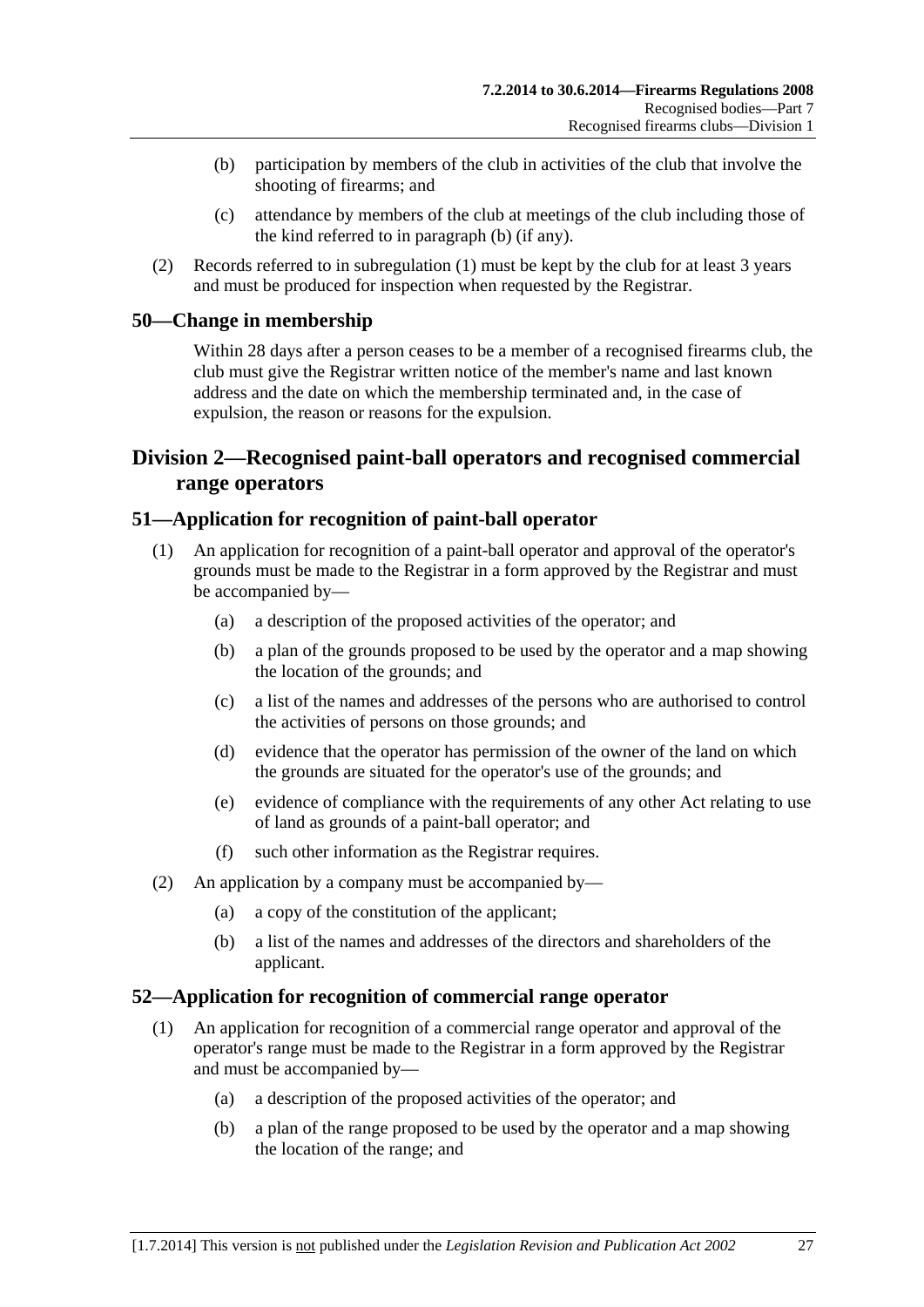(b) participation by members of the club in activities of the club that involve the shooting of firearms; and

(c) attendance by members of the club at meetings of the club including those of the kind referred to in paragraph (b) (if any).

(2) Records referred to in subregulation (1) must be kept by the club for at least 3 years and must be produced for inspection when requested by the Registrar.

## 50—Change in membership

Within 28 days after a person ceases to be a member of a recognised firearms club, the club must give the Registrar written notice of the member's name and last known address and the date on which the membership terminated and, in the case of expulsion, the reason or reasons for the expulsion.

# Division 2—Recognised paint-ball operators and recognised commercial range operators

## 51—Application for recognition of paint-ball operator

(1) An application for recognition of a paint-ball operator and approval of the operator's grounds must be made to the Registrar in a form approved by the Registrar and must be accompanied by—

(a) a description of the proposed activities of the operator; and

(b) a plan of the grounds proposed to be used by the operator and a map showing the location of the grounds; and

(c) a list of the names and addresses of the persons who are authorised to control the activities of persons on those grounds; and

(d) evidence that the operator has permission of the owner of the land on which the grounds are situated for the operator's use of the grounds; and

(e) evidence of compliance with the requirements of any other Act relating to use of land as grounds of a paint-ball operator; and

(f) such other information as the Registrar requires.

(2) An application by a company must be accompanied by—

(a) a copy of the constitution of the applicant;

(b) a list of the names and addresses of the directors and shareholders of the applicant.

## 52—Application for recognition of commercial range operator

(1) An application for recognition of a commercial range operator and approval of the operator's range must be made to the Registrar in a form approved by the Registrar and must be accompanied by—

(a) a description of the proposed activities of the operator; and

(b) a plan of the range proposed to be used by the operator and a map showing the location of the range; and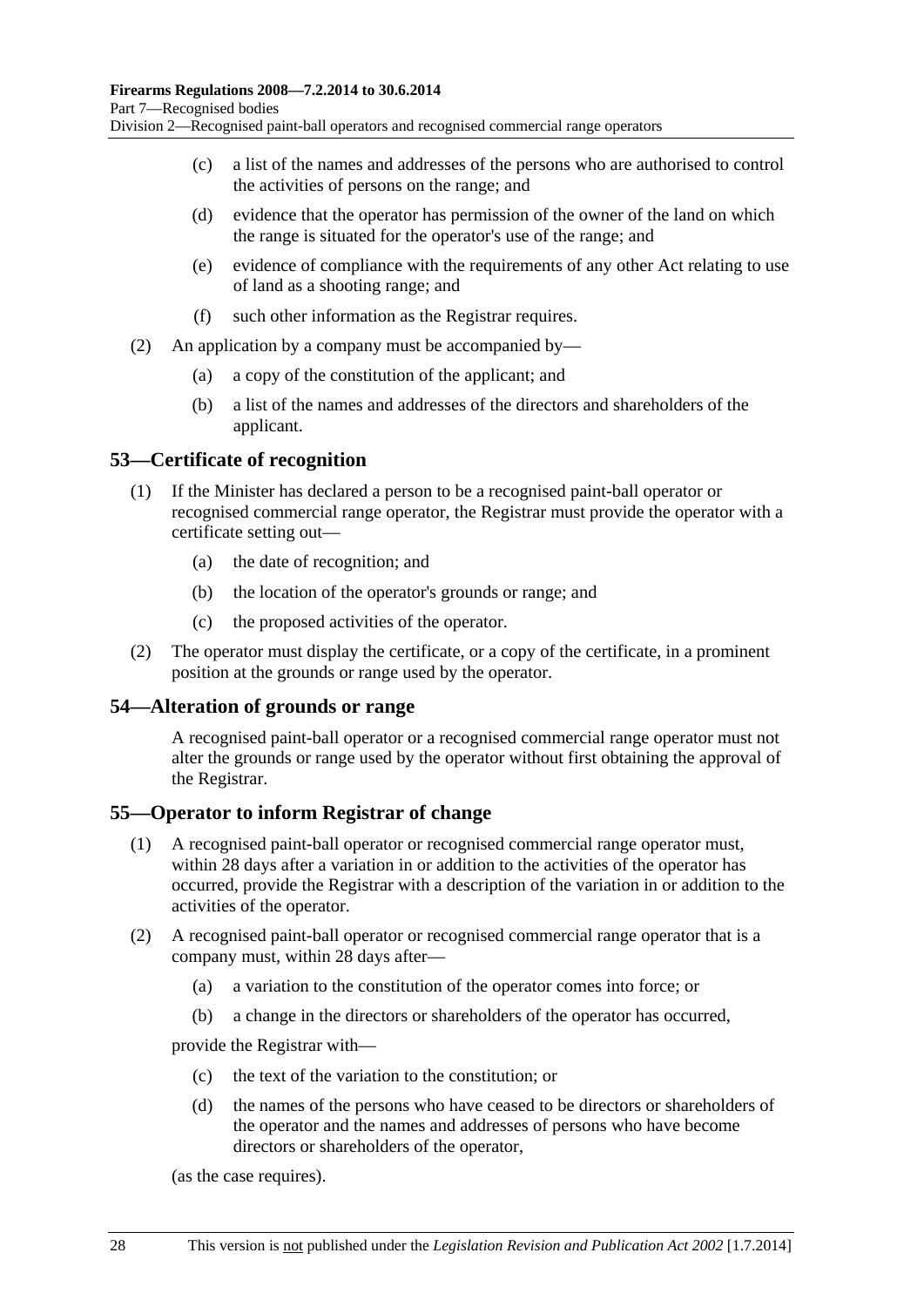(c) a list of the names and addresses of the persons who are authorised to control the activities of persons on the range; and

(d) evidence that the operator has permission of the owner of the land on which the range is situated for the operator's use of the range; and

(e) evidence of compliance with the requirements of any other Act relating to use of land as a shooting range; and

(f) such other information as the Registrar requires.

(2) An application by a company must be accompanied by—

(a) a copy of the constitution of the applicant; and

(b) a list of the names and addresses of the directors and shareholders of the applicant.

## 53—Certificate of recognition

(1) If the Minister has declared a person to be a recognised paint-ball operator or recognised commercial range operator, the Registrar must provide the operator with a certificate setting out—

(a) the date of recognition; and

(b) the location of the operator's grounds or range; and

(c) the proposed activities of the operator.

(2) The operator must display the certificate, or a copy of the certificate, in a prominent position at the grounds or range used by the operator.

## 54—Alteration of grounds or range

A recognised paint-ball operator or a recognised commercial range operator must not alter the grounds or range used by the operator without first obtaining the approval of the Registrar.

## 55—Operator to inform Registrar of change

(1) A recognised paint-ball operator or recognised commercial range operator must, within 28 days after a variation in or addition to the activities of the operator has occurred, provide the Registrar with a description of the variation in or addition to the activities of the operator.

(2) A recognised paint-ball operator or recognised commercial range operator that is a company must, within 28 days after—

(a) a variation to the constitution of the operator comes into force; or

(b) a change in the directors or shareholders of the operator has occurred,

provide the Registrar with—

(c) the text of the variation to the constitution; or

(d) the names of the persons who have ceased to be directors or shareholders of the operator and the names and addresses of persons who have become directors or shareholders of the operator,

(as the case requires).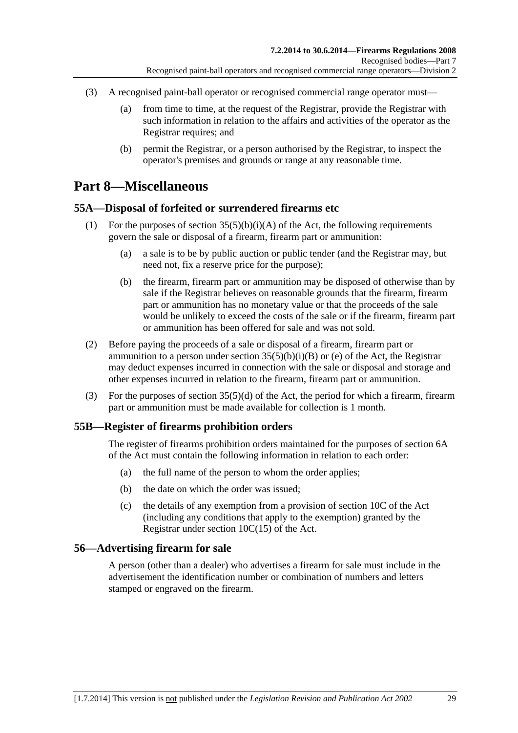(3) A recognised paint-ball operator or recognised commercial range operator must—

(a) from time to time, at the request of the Registrar, provide the Registrar with such information in relation to the affairs and activities of the operator as the Registrar requires; and

(b) permit the Registrar, or a person authorised by the Registrar, to inspect the operator's premises and grounds or range at any reasonable time.

# Part 8—Miscellaneous

## 55A—Disposal of forfeited or surrendered firearms etc

(1) For the purposes of section 35(5)(b)(i)(A) of the Act, the following requirements govern the sale or disposal of a firearm, firearm part or ammunition:

(a) a sale is to be by public auction or public tender (and the Registrar may, but need not, fix a reserve price for the purpose);

(b) the firearm, firearm part or ammunition may be disposed of otherwise than by sale if the Registrar believes on reasonable grounds that the firearm, firearm part or ammunition has no monetary value or that the proceeds of the sale would be unlikely to exceed the costs of the sale or if the firearm, firearm part or ammunition has been offered for sale and was not sold.

(2) Before paying the proceeds of a sale or disposal of a firearm, firearm part or ammunition to a person under section 35(5)(b)(i)(B) or (e) of the Act, the Registrar may deduct expenses incurred in connection with the sale or disposal and storage and other expenses incurred in relation to the firearm, firearm part or ammunition.

(3) For the purposes of section 35(5)(d) of the Act, the period for which a firearm, firearm part or ammunition must be made available for collection is 1 month.

## 55B—Register of firearms prohibition orders

The register of firearms prohibition orders maintained for the purposes of section 6A of the Act must contain the following information in relation to each order:

(a) the full name of the person to whom the order applies;

(b) the date on which the order was issued;

(c) the details of any exemption from a provision of section 10C of the Act (including any conditions that apply to the exemption) granted by the Registrar under section 10C(15) of the Act.

## 56—Advertising firearm for sale

A person (other than a dealer) who advertises a firearm for sale must include in the advertisement the identification number or combination of numbers and letters stamped or engraved on the firearm.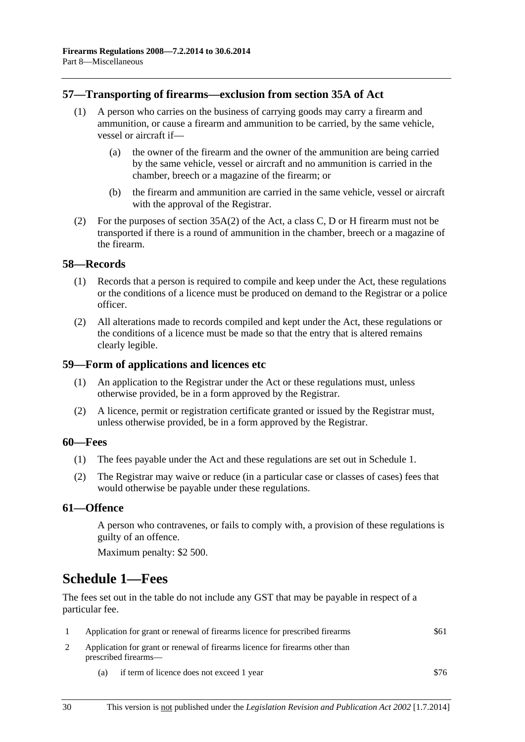## 57—Transporting of firearms—exclusion from section 35A of Act

(1) A person who carries on the business of carrying goods may carry a firearm and ammunition, or cause a firearm and ammunition to be carried, by the same vehicle, vessel or aircraft if—

(a) the owner of the firearm and the owner of the ammunition are being carried by the same vehicle, vessel or aircraft and no ammunition is carried in the chamber, breech or a magazine of the firearm; or

(b) the firearm and ammunition are carried in the same vehicle, vessel or aircraft with the approval of the Registrar.

(2) For the purposes of section 35A(2) of the Act, a class C, D or H firearm must not be transported if there is a round of ammunition in the chamber, breech or a magazine of the firearm.

## 58—Records

(1) Records that a person is required to compile and keep under the Act, these regulations or the conditions of a licence must be produced on demand to the Registrar or a police officer.

(2) All alterations made to records compiled and kept under the Act, these regulations or the conditions of a licence must be made so that the entry that is altered remains clearly legible.

## 59—Form of applications and licences etc

(1) An application to the Registrar under the Act or these regulations must, unless otherwise provided, be in a form approved by the Registrar.

(2) A licence, permit or registration certificate granted or issued by the Registrar must, unless otherwise provided, be in a form approved by the Registrar.

## 60—Fees

(1) The fees payable under the Act and these regulations are set out in Schedule 1.

(2) The Registrar may waive or reduce (in a particular case or classes of cases) fees that would otherwise be payable under these regulations.

## 61—Offence

A person who contravenes, or fails to comply with, a provision of these regulations is guilty of an offence.

Maximum penalty: $2 500.

# Schedule 1—Fees

The fees set out in the table do not include any GST that may be payable in respect of a particular fee.

| | | |
|---|---|---|
| 1 | Application for grant or renewal of firearms licence for prescribed firearms | $61 |
| 2 | Application for grant or renewal of firearms licence for firearms other than prescribed firearms— | |
| | (a) if term of licence does not exceed 1 year | $76 |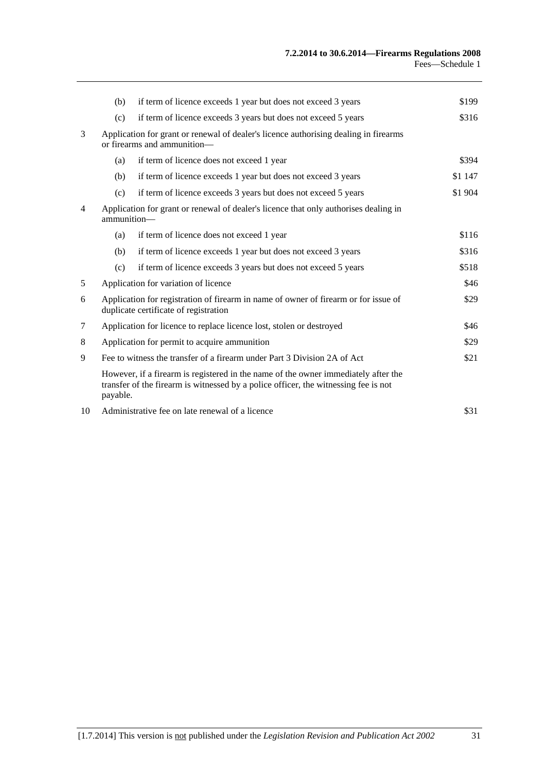| | | | |
|---|---|---|---|
| | (b) | if term of licence exceeds 1 year but does not exceed 3 years | $199 |
| | (c) | if term of licence exceeds 3 years but does not exceed 5 years | $316 |
| 3 | Application for grant or renewal of dealer's licence authorising dealing in firearms or firearms and ammunition— | | |
| | (a) | if term of licence does not exceed 1 year | $394 |
| | (b) | if term of licence exceeds 1 year but does not exceed 3 years | $1 147 |
| | (c) | if term of licence exceeds 3 years but does not exceed 5 years | $1 904 |
| 4 | Application for grant or renewal of dealer's licence that only authorises dealing in ammunition— | | |
| | (a) | if term of licence does not exceed 1 year | $116 |
| | (b) | if term of licence exceeds 1 year but does not exceed 3 years | $316 |
| | (c) | if term of licence exceeds 3 years but does not exceed 5 years | $518 |
| 5 | Application for variation of licence | | $46 |
| 6 | Application for registration of firearm in name of owner of firearm or for issue of duplicate certificate of registration | | $29 |
| 7 | Application for licence to replace licence lost, stolen or destroyed | | $46 |
| 8 | Application for permit to acquire ammunition | | $29 |
| 9 | Fee to witness the transfer of a firearm under Part 3 Division 2A of Act | | $21 |
| | However, if a firearm is registered in the name of the owner immediately after the transfer of the firearm is witnessed by a police officer, the witnessing fee is not payable. | | |
| 10 | Administrative fee on late renewal of a licence | | $31 |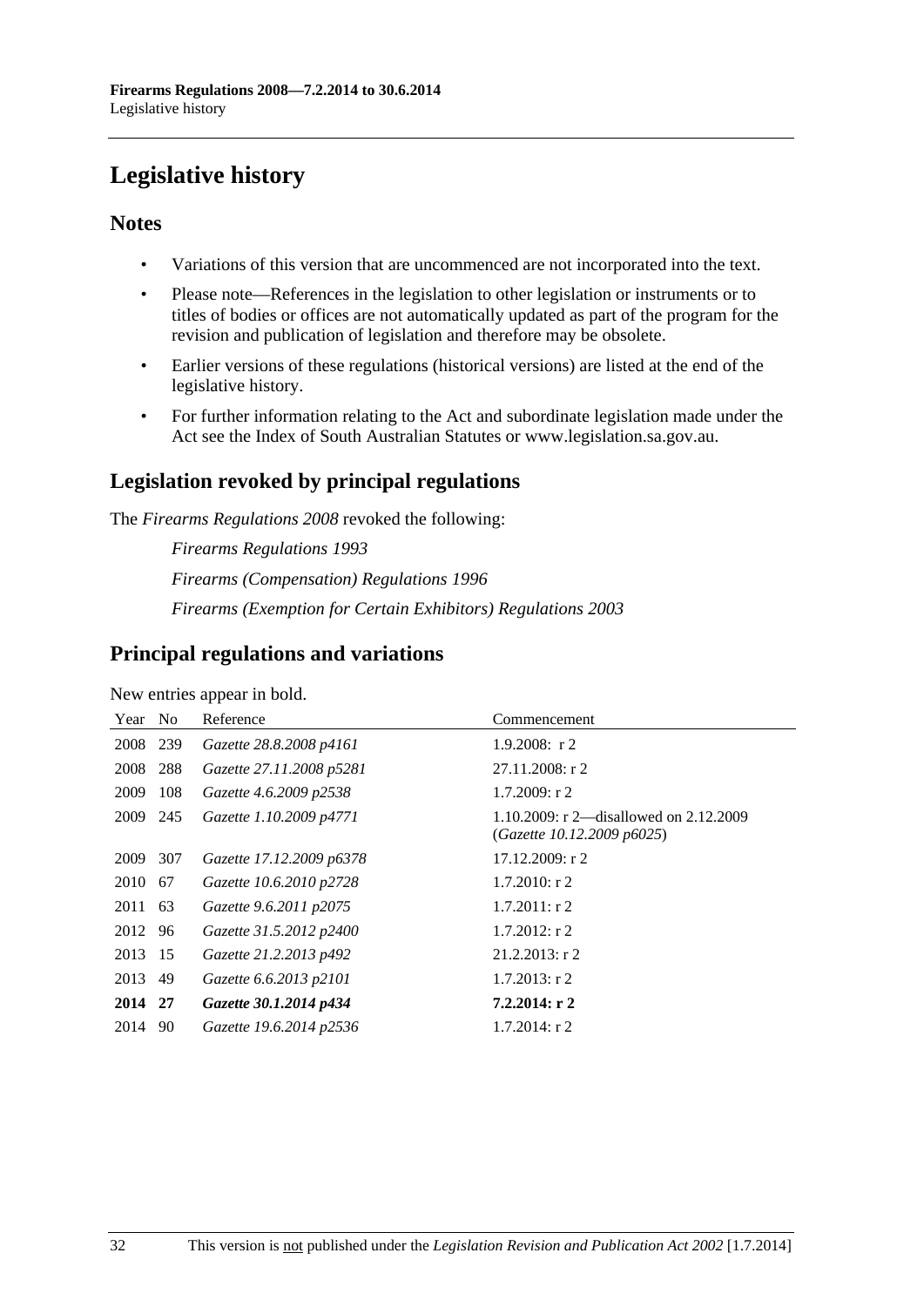# Legislative history

## Notes

- Variations of this version that are uncommenced are not incorporated into the text.
- Please note—References in the legislation to other legislation or instruments or to titles of bodies or offices are not automatically updated as part of the program for the revision and publication of legislation and therefore may be obsolete.
- Earlier versions of these regulations (historical versions) are listed at the end of the legislative history.
- For further information relating to the Act and subordinate legislation made under the Act see the Index of South Australian Statutes or www.legislation.sa.gov.au.

## Legislation revoked by principal regulations

The *Firearms Regulations 2008* revoked the following:

*Firearms Regulations 1993*

*Firearms (Compensation) Regulations 1996*

*Firearms (Exemption for Certain Exhibitors) Regulations 2003*

## Principal regulations and variations

New entries appear in bold.

| Year | No | Reference | Commencement |
|---|---|---|---|
| 2008 | 239 | *Gazette 28.8.2008 p4161* | 1.9.2008: r 2 |
| 2008 | 288 | *Gazette 27.11.2008 p5281* | 27.11.2008: r 2 |
| 2009 | 108 | *Gazette 4.6.2009 p2538* | 1.7.2009: r 2 |
| 2009 | 245 | *Gazette 1.10.2009 p4771* | 1.10.2009: r 2—disallowed on 2.12.2009 (*Gazette 10.12.2009 p6025*) |
| 2009 | 307 | *Gazette 17.12.2009 p6378* | 17.12.2009: r 2 |
| 2010 | 67 | *Gazette 10.6.2010 p2728* | 1.7.2010: r 2 |
| 2011 | 63 | *Gazette 9.6.2011 p2075* | 1.7.2011: r 2 |
| 2012 | 96 | *Gazette 31.5.2012 p2400* | 1.7.2012: r 2 |
| 2013 | 15 | *Gazette 21.2.2013 p492* | 21.2.2013: r 2 |
| 2013 | 49 | *Gazette 6.6.2013 p2101* | 1.7.2013: r 2 |
| **2014** | **27** | ***Gazette 30.1.2014 p434*** | **7.2.2014: r 2** |
| 2014 | 90 | *Gazette 19.6.2014 p2536* | 1.7.2014: r 2 |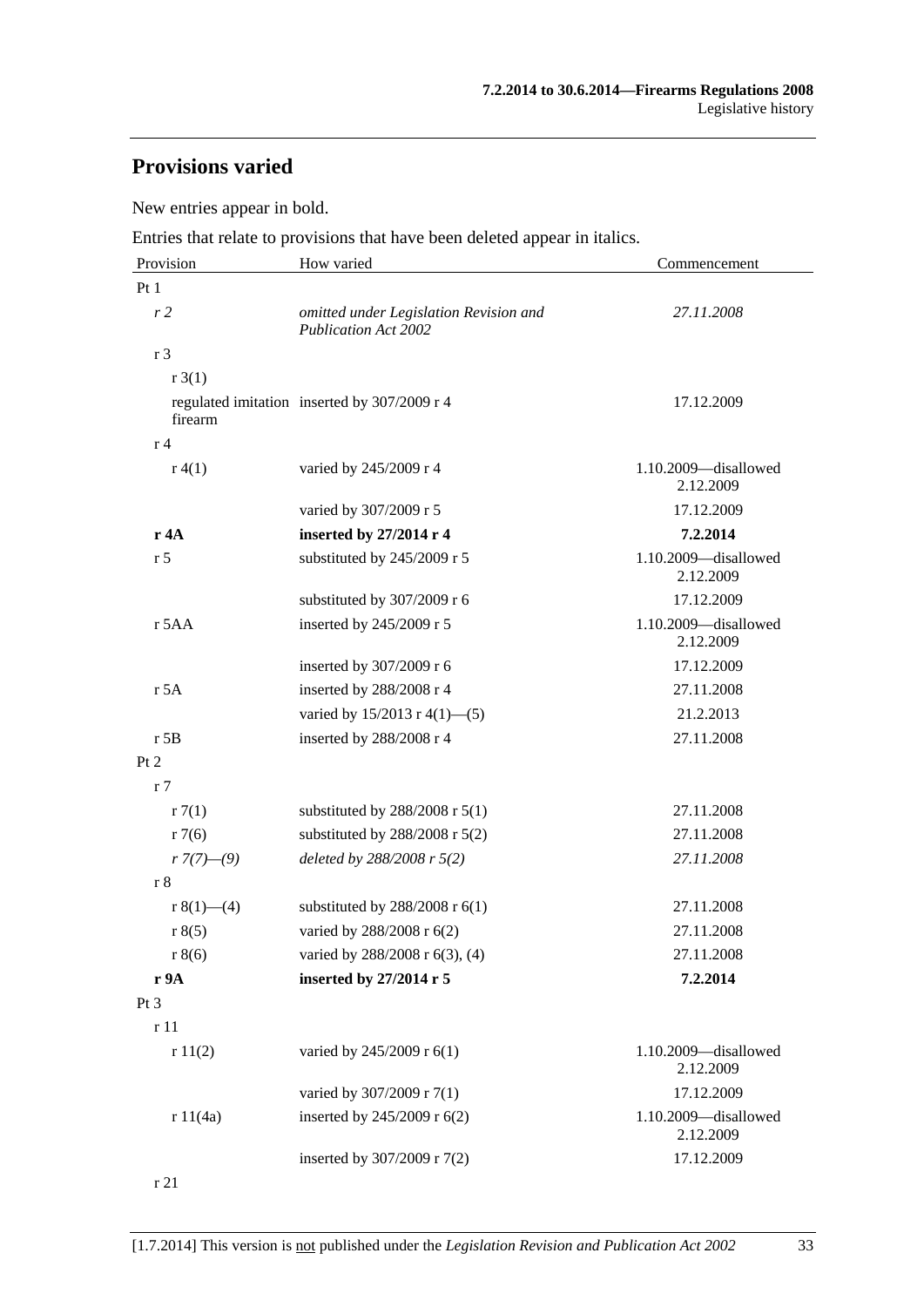## Provisions varied

New entries appear in bold.

Entries that relate to provisions that have been deleted appear in italics.

| Provision | How varied | Commencement |
|---|---|---|
| Pt 1 | | |
| *r 2* | *omitted under Legislation Revision and Publication Act 2002* | *27.11.2008* |
| r 3 | | |
| r 3(1) | | |
| regulated imitation firearm | inserted by 307/2009 r 4 | 17.12.2009 |
| r 4 | | |
| r 4(1) | varied by 245/2009 r 4 | 1.10.2009—disallowed 2.12.2009 |
| | varied by 307/2009 r 5 | 17.12.2009 |
| **r 4A** | **inserted by 27/2014 r 4** | **7.2.2014** |
| r 5 | substituted by 245/2009 r 5 | 1.10.2009—disallowed 2.12.2009 |
| | substituted by 307/2009 r 6 | 17.12.2009 |
| r 5AA | inserted by 245/2009 r 5 | 1.10.2009—disallowed 2.12.2009 |
| | inserted by 307/2009 r 6 | 17.12.2009 |
| r 5A | inserted by 288/2008 r 4 | 27.11.2008 |
| | varied by 15/2013 r 4(1)—(5) | 21.2.2013 |
| r 5B | inserted by 288/2008 r 4 | 27.11.2008 |
| Pt 2 | | |
| r 7 | | |
| r 7(1) | substituted by 288/2008 r 5(1) | 27.11.2008 |
| r 7(6) | substituted by 288/2008 r 5(2) | 27.11.2008 |
| *r 7(7)—(9)* | *deleted by 288/2008 r 5(2)* | *27.11.2008* |
| r 8 | | |
| r 8(1)—(4) | substituted by 288/2008 r 6(1) | 27.11.2008 |
| r 8(5) | varied by 288/2008 r 6(2) | 27.11.2008 |
| r 8(6) | varied by 288/2008 r 6(3), (4) | 27.11.2008 |
| **r 9A** | **inserted by 27/2014 r 5** | **7.2.2014** |
| Pt 3 | | |
| r 11 | | |
| r 11(2) | varied by 245/2009 r 6(1) | 1.10.2009—disallowed 2.12.2009 |
| | varied by 307/2009 r 7(1) | 17.12.2009 |
| r 11(4a) | inserted by 245/2009 r 6(2) | 1.10.2009—disallowed 2.12.2009 |
| | inserted by 307/2009 r 7(2) | 17.12.2009 |
| r 21 | | |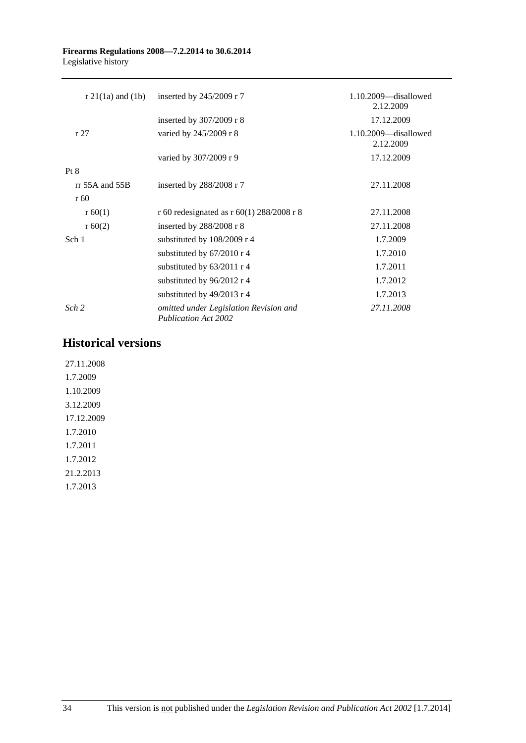| | | |
|---|---|---|
| r 21(1a) and (1b) | inserted by 245/2009 r 7 | 1.10.2009—disallowed 2.12.2009 |
| | inserted by 307/2009 r 8 | 17.12.2009 |
| r 27 | varied by 245/2009 r 8 | 1.10.2009—disallowed 2.12.2009 |
| | varied by 307/2009 r 9 | 17.12.2009 |
| Pt 8 | | |
| rr 55A and 55B | inserted by 288/2008 r 7 | 27.11.2008 |
| r 60 | | |
| r 60(1) | r 60 redesignated as r 60(1) 288/2008 r 8 | 27.11.2008 |
| r 60(2) | inserted by 288/2008 r 8 | 27.11.2008 |
| Sch 1 | substituted by 108/2009 r 4 | 1.7.2009 |
| | substituted by 67/2010 r 4 | 1.7.2010 |
| | substituted by 63/2011 r 4 | 1.7.2011 |
| | substituted by 96/2012 r 4 | 1.7.2012 |
| | substituted by 49/2013 r 4 | 1.7.2013 |
| *Sch 2* | *omitted under Legislation Revision and Publication Act 2002* | *27.11.2008* |

## Historical versions

27.11.2008

1.7.2009

1.10.2009

3.12.2009

17.12.2009

1.7.2010

1.7.2011

1.7.2012

21.2.2013

1.7.2013